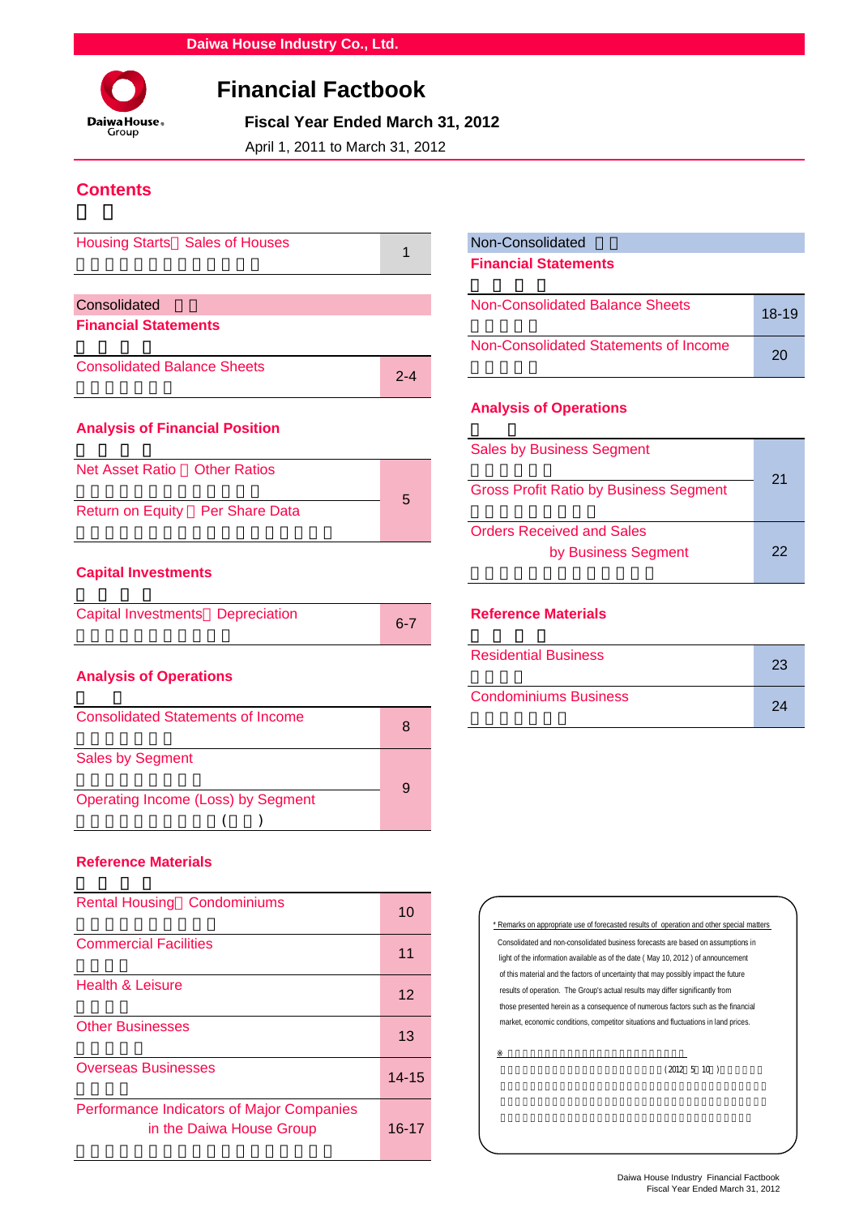Daiwa House Industry Co., Ltd.

# Financial Factbook

**Fiscal Year Ended March 31, 2012**

April 1, 2011 to March 31, 2012

## Contents

| | |
|---|---|
| Housing Starts Sales of Houses | 1 |

### Consolidated

**Financial Statements**

| | |
|---|---|
| Consolidated Balance Sheets | 2-4 |

**Analysis of Financial Position**

| | |
|---|---|
| Net Asset Ratio Other Ratios | 5 |
| Return on Equity Per Share Data | |

**Capital Investments**

| | |
|---|---|
| Capital Investments Depreciation | 6-7 |

**Analysis of Operations**

| | |
|---|---|
| Consolidated Statements of Income | 8 |
| Sales by Segment | 9 |
| Operating Income (Loss) by Segment | |

**Reference Materials**

| | |
|---|---|
| Rental Housing Condominiums | 10 |
| Commercial Facilities | 11 |
| Health & Leisure | 12 |
| Other Businesses | 13 |
| Overseas Businesses | 14-15 |
| Performance Indicators of Major Companies in the Daiwa House Group | 16-17 |

### Non-Consolidated

**Financial Statements**

| | |
|---|---|
| Non-Consolidated Balance Sheets | 18-19 |
| Non-Consolidated Statements of Income | 20 |

**Analysis of Operations**

| | |
|---|---|
| Sales by Business Segment | 21 |
| Gross Profit Ratio by Business Segment | |
| Orders Received and Sales by Business Segment | 22 |

**Reference Materials**

| | |
|---|---|
| Residential Business | 23 |
| Condominiums Business | 24 |

* Remarks on appropriate use of forecasted results of operation and other special matters

Consolidated and non-consolidated business forecasts are based on assumptions in light of the information available as of the date ( May 10, 2012 ) of announcement of this material and the factors of uncertainty that may possibly impact the future results of operation. The Group's actual results may differ significantly from those presented herein as a consequence of numerous factors such as the financial market, economic conditions, competitor situations and fluctuations in land prices.

※ (2012 5 10 )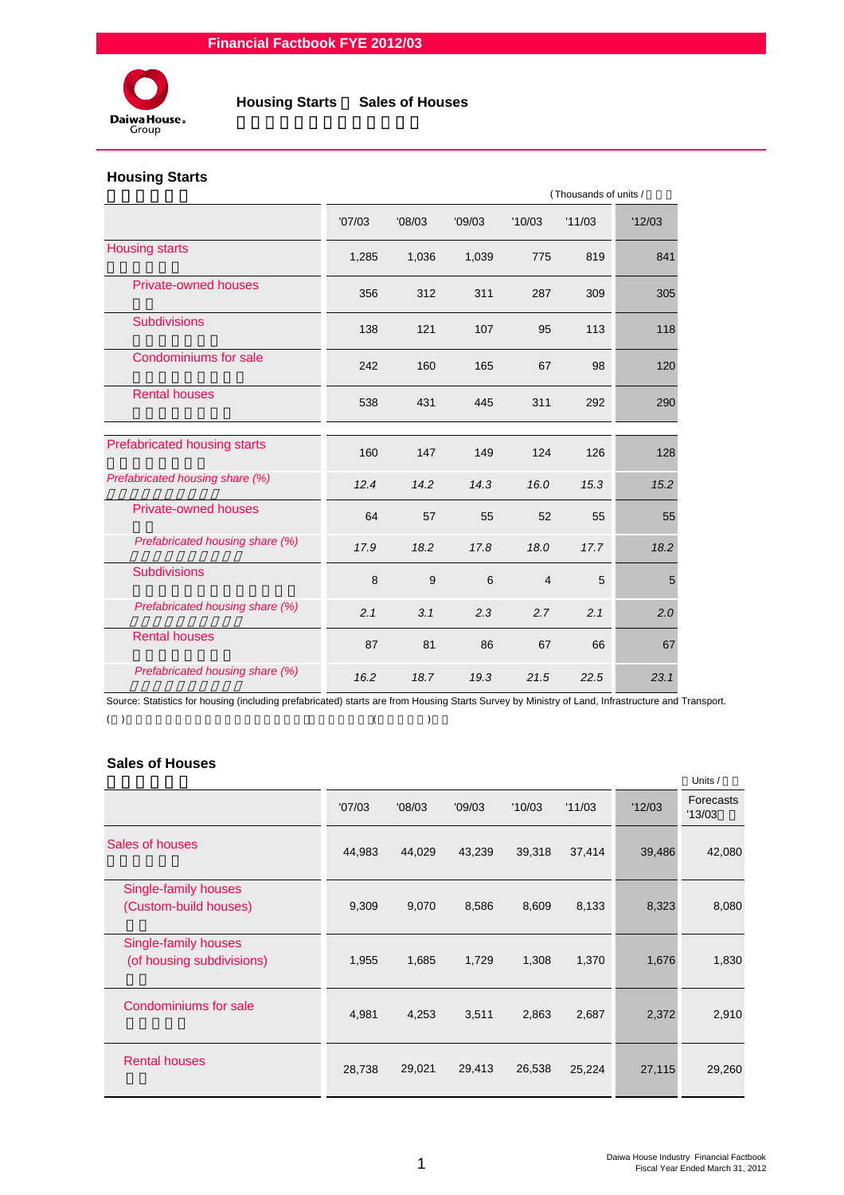Financial Factbook FYE 2012/03

## Housing Starts ・ Sales of Houses

### Housing Starts

(Thousands of units / 千戸)

| | '07/03 | '08/03 | '09/03 | '10/03 | '11/03 | '12/03 |
|---|---|---|---|---|---|---|
| Housing starts | 1,285 | 1,036 | 1,039 | 775 | 819 | 841 |
| Private-owned houses | 356 | 312 | 311 | 287 | 309 | 305 |
| Subdivisions | 138 | 121 | 107 | 95 | 113 | 118 |
| Condominiums for sale | 242 | 160 | 165 | 67 | 98 | 120 |
| Rental houses | 538 | 431 | 445 | 311 | 292 | 290 |
| Prefabricated housing starts | 160 | 147 | 149 | 124 | 126 | 128 |
| *Prefabricated housing share (%)* | *12.4* | *14.2* | *14.3* | *16.0* | *15.3* | *15.2* |
| Private-owned houses | 64 | 57 | 55 | 52 | 55 | 55 |
| *Prefabricated housing share (%)* | *17.9* | *18.2* | *17.8* | *18.0* | *17.7* | *18.2* |
| Subdivisions | 8 | 9 | 6 | 4 | 5 | 5 |
| *Prefabricated housing share (%)* | *2.1* | *3.1* | *2.3* | *2.7* | *2.1* | *2.0* |
| Rental houses | 87 | 81 | 86 | 67 | 66 | 67 |
| *Prefabricated housing share (%)* | *16.2* | *18.7* | *19.3* | *21.5* | *22.5* | *23.1* |

Source: Statistics for housing (including prefabricated) starts are from Housing Starts Survey by Ministry of Land, Infrastructure and Transport.

### Sales of Houses

Units /

| | '07/03 | '08/03 | '09/03 | '10/03 | '11/03 | '12/03 | Forecasts '13/03 |
|---|---|---|---|---|---|---|---|
| Sales of houses | 44,983 | 44,029 | 43,239 | 39,318 | 37,414 | 39,486 | 42,080 |
| Single-family houses (Custom-build houses) | 9,309 | 9,070 | 8,586 | 8,609 | 8,133 | 8,323 | 8,080 |
| Single-family houses (of housing subdivisions) | 1,955 | 1,685 | 1,729 | 1,308 | 1,370 | 1,676 | 1,830 |
| Condominiums for sale | 4,981 | 4,253 | 3,511 | 2,863 | 2,687 | 2,372 | 2,910 |
| Rental houses | 28,738 | 29,021 | 29,413 | 26,538 | 25,224 | 27,115 | 29,260 |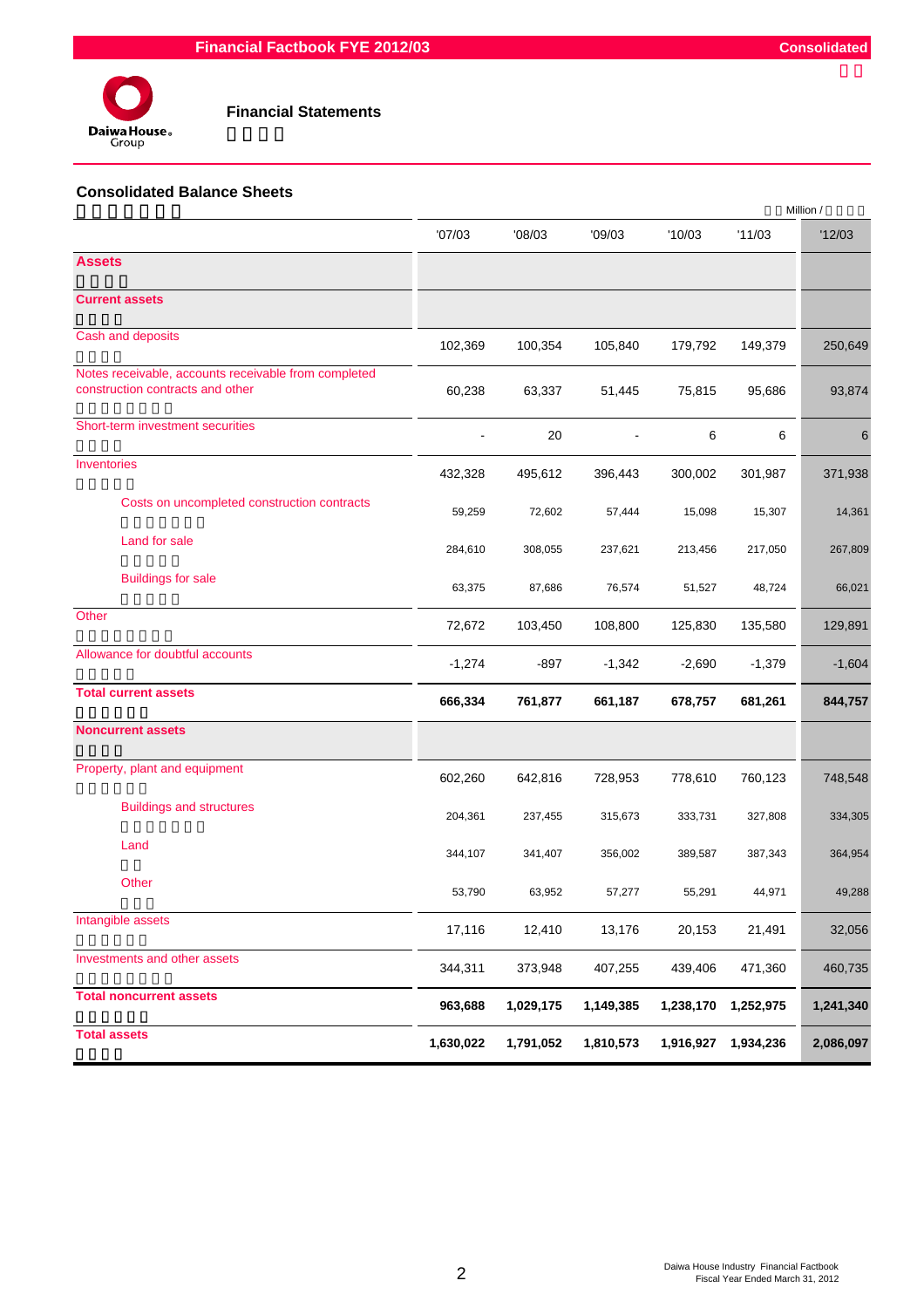## Financial Statements

### Consolidated Balance Sheets

Million /

| | '07/03 | '08/03 | '09/03 | '10/03 | '11/03 | '12/03 |
|---|---|---|---|---|---|---|
| **Assets** | | | | | | |
| **Current assets** | | | | | | |
| Cash and deposits | 102,369 | 100,354 | 105,840 | 179,792 | 149,379 | 250,649 |
| Notes receivable, accounts receivable from completed construction contracts and other | 60,238 | 63,337 | 51,445 | 75,815 | 95,686 | 93,874 |
| Short-term investment securities | - | 20 | - | 6 | 6 | 6 |
| Inventories | 432,328 | 495,612 | 396,443 | 300,002 | 301,987 | 371,938 |
| Costs on uncompleted construction contracts | 59,259 | 72,602 | 57,444 | 15,098 | 15,307 | 14,361 |
| Land for sale | 284,610 | 308,055 | 237,621 | 213,456 | 217,050 | 267,809 |
| Buildings for sale | 63,375 | 87,686 | 76,574 | 51,527 | 48,724 | 66,021 |
| Other | 72,672 | 103,450 | 108,800 | 125,830 | 135,580 | 129,891 |
| Allowance for doubtful accounts | -1,274 | -897 | -1,342 | -2,690 | -1,379 | -1,604 |
| **Total current assets** | **666,334** | **761,877** | **661,187** | **678,757** | **681,261** | **844,757** |
| **Noncurrent assets** | | | | | | |
| Property, plant and equipment | 602,260 | 642,816 | 728,953 | 778,610 | 760,123 | 748,548 |
| Buildings and structures | 204,361 | 237,455 | 315,673 | 333,731 | 327,808 | 334,305 |
| Land | 344,107 | 341,407 | 356,002 | 389,587 | 387,343 | 364,954 |
| Other | 53,790 | 63,952 | 57,277 | 55,291 | 44,971 | 49,288 |
| Intangible assets | 17,116 | 12,410 | 13,176 | 20,153 | 21,491 | 32,056 |
| Investments and other assets | 344,311 | 373,948 | 407,255 | 439,406 | 471,360 | 460,735 |
| **Total noncurrent assets** | **963,688** | **1,029,175** | **1,149,385** | **1,238,170** | **1,252,975** | **1,241,340** |
| **Total assets** | **1,630,022** | **1,791,052** | **1,810,573** | **1,916,927** | **1,934,236** | **2,086,097** |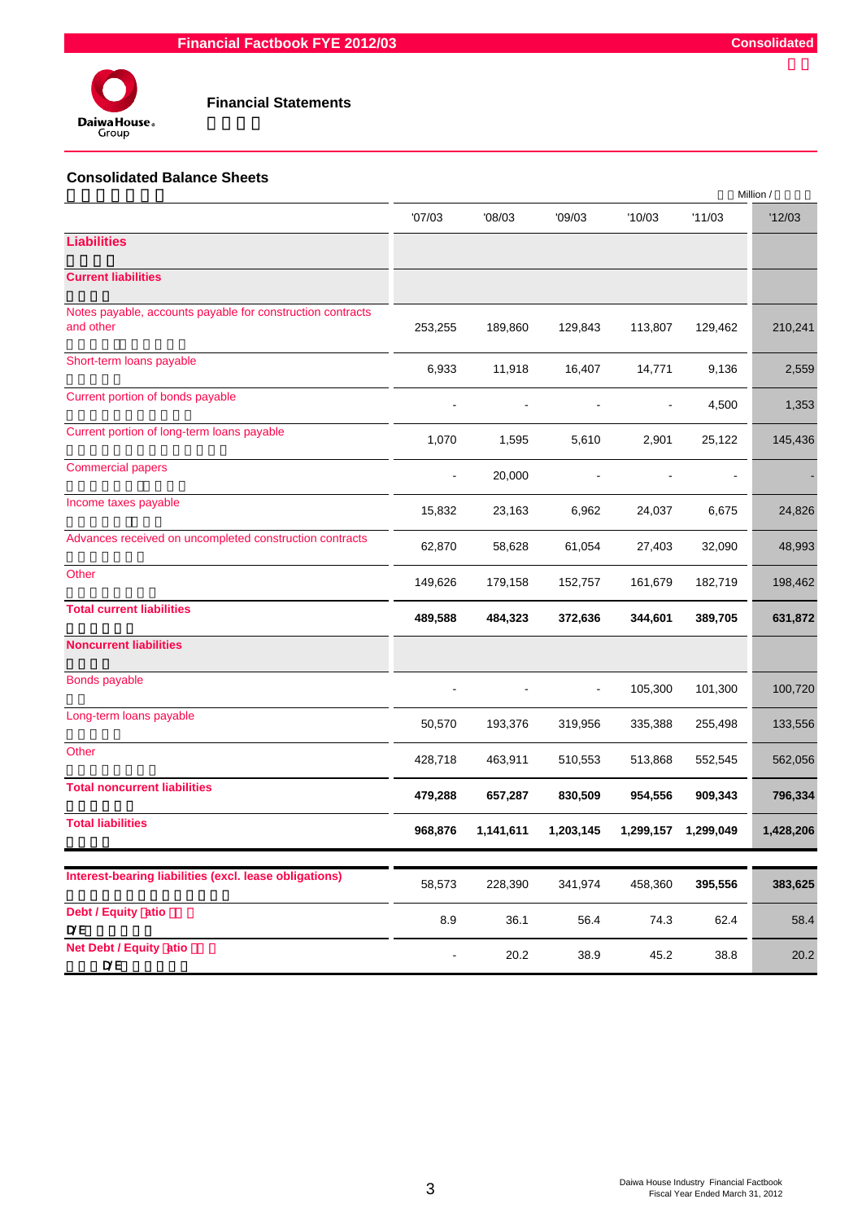# Financial Statements

## Consolidated Balance Sheets

Million /

| | '07/03 | '08/03 | '09/03 | '10/03 | '11/03 | '12/03 |
|---|---|---|---|---|---|---|
| **Liabilities** | | | | | | |
| **Current liabilities** | | | | | | |
| Notes payable, accounts payable for construction contracts and other | 253,255 | 189,860 | 129,843 | 113,807 | 129,462 | 210,241 |
| Short-term loans payable | 6,933 | 11,918 | 16,407 | 14,771 | 9,136 | 2,559 |
| Current portion of bonds payable | - | - | - | - | 4,500 | 1,353 |
| Current portion of long-term loans payable | 1,070 | 1,595 | 5,610 | 2,901 | 25,122 | 145,436 |
| Commercial papers | - | 20,000 | - | - | - | - |
| Income taxes payable | 15,832 | 23,163 | 6,962 | 24,037 | 6,675 | 24,826 |
| Advances received on uncompleted construction contracts | 62,870 | 58,628 | 61,054 | 27,403 | 32,090 | 48,993 |
| Other | 149,626 | 179,158 | 152,757 | 161,679 | 182,719 | 198,462 |
| **Total current liabilities** | **489,588** | **484,323** | **372,636** | **344,601** | **389,705** | **631,872** |
| **Noncurrent liabilities** | | | | | | |
| Bonds payable | - | - | - | 105,300 | 101,300 | 100,720 |
| Long-term loans payable | 50,570 | 193,376 | 319,956 | 335,388 | 255,498 | 133,556 |
| Other | 428,718 | 463,911 | 510,553 | 513,868 | 552,545 | 562,056 |
| **Total noncurrent liabilities** | **479,288** | **657,287** | **830,509** | **954,556** | **909,343** | **796,334** |
| **Total liabilities** | **968,876** | **1,141,611** | **1,203,145** | **1,299,157** | **1,299,049** | **1,428,206** |

| | '07/03 | '08/03 | '09/03 | '10/03 | '11/03 | '12/03 |
|---|---|---|---|---|---|---|
| **Interest-bearing liabilities (excl. lease obligations)** | 58,573 | 228,390 | 341,974 | 458,360 | 395,556 | 383,625 |
| **Debt / Equity Ratio** D/E | 8.9 | 36.1 | 56.4 | 74.3 | 62.4 | 58.4 |
| **Net Debt / Equity Ratio** D/E | - | 20.2 | 38.9 | 45.2 | 38.8 | 20.2 |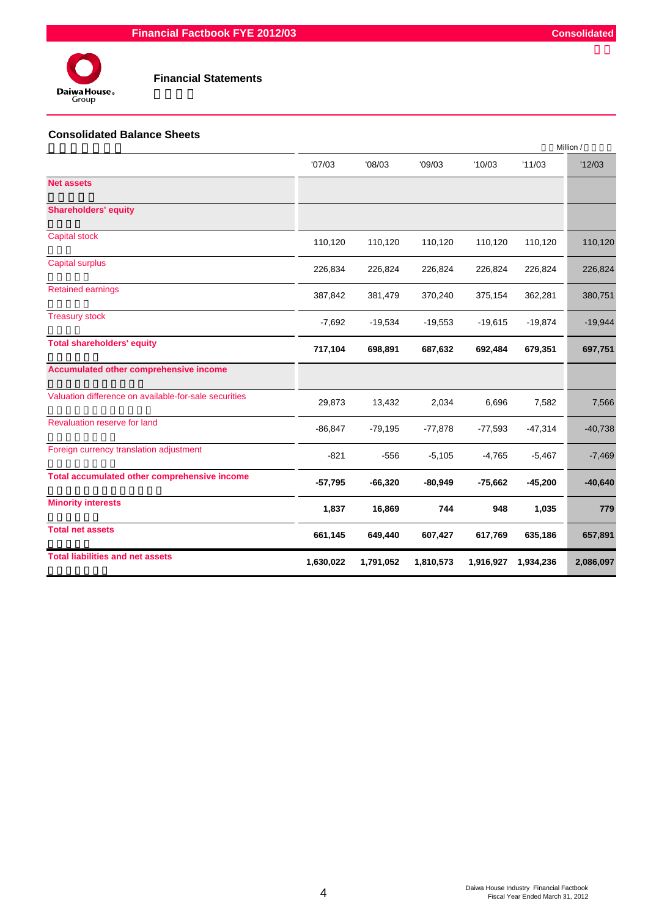## Financial Statements

### Consolidated Balance Sheets

Million /

| | '07/03 | '08/03 | '09/03 | '10/03 | '11/03 | '12/03 |
|---|---|---|---|---|---|---|
| **Net assets** | | | | | | |
| **Shareholders' equity** | | | | | | |
| Capital stock | 110,120 | 110,120 | 110,120 | 110,120 | 110,120 | 110,120 |
| Capital surplus | 226,834 | 226,824 | 226,824 | 226,824 | 226,824 | 226,824 |
| Retained earnings | 387,842 | 381,479 | 370,240 | 375,154 | 362,281 | 380,751 |
| Treasury stock | -7,692 | -19,534 | -19,553 | -19,615 | -19,874 | -19,944 |
| **Total shareholders' equity** | **717,104** | **698,891** | **687,632** | **692,484** | **679,351** | **697,751** |
| **Accumulated other comprehensive income** | | | | | | |
| Valuation difference on available-for-sale securities | 29,873 | 13,432 | 2,034 | 6,696 | 7,582 | 7,566 |
| Revaluation reserve for land | -86,847 | -79,195 | -77,878 | -77,593 | -47,314 | -40,738 |
| Foreign currency translation adjustment | -821 | -556 | -5,105 | -4,765 | -5,467 | -7,469 |
| **Total accumulated other comprehensive income** | **-57,795** | **-66,320** | **-80,949** | **-75,662** | **-45,200** | **-40,640** |
| **Minority interests** | **1,837** | **16,869** | **744** | **948** | **1,035** | **779** |
| **Total net assets** | **661,145** | **649,440** | **607,427** | **617,769** | **635,186** | **657,891** |
| **Total liabilities and net assets** | **1,630,022** | **1,791,052** | **1,810,573** | **1,916,927** | **1,934,236** | **2,086,097** |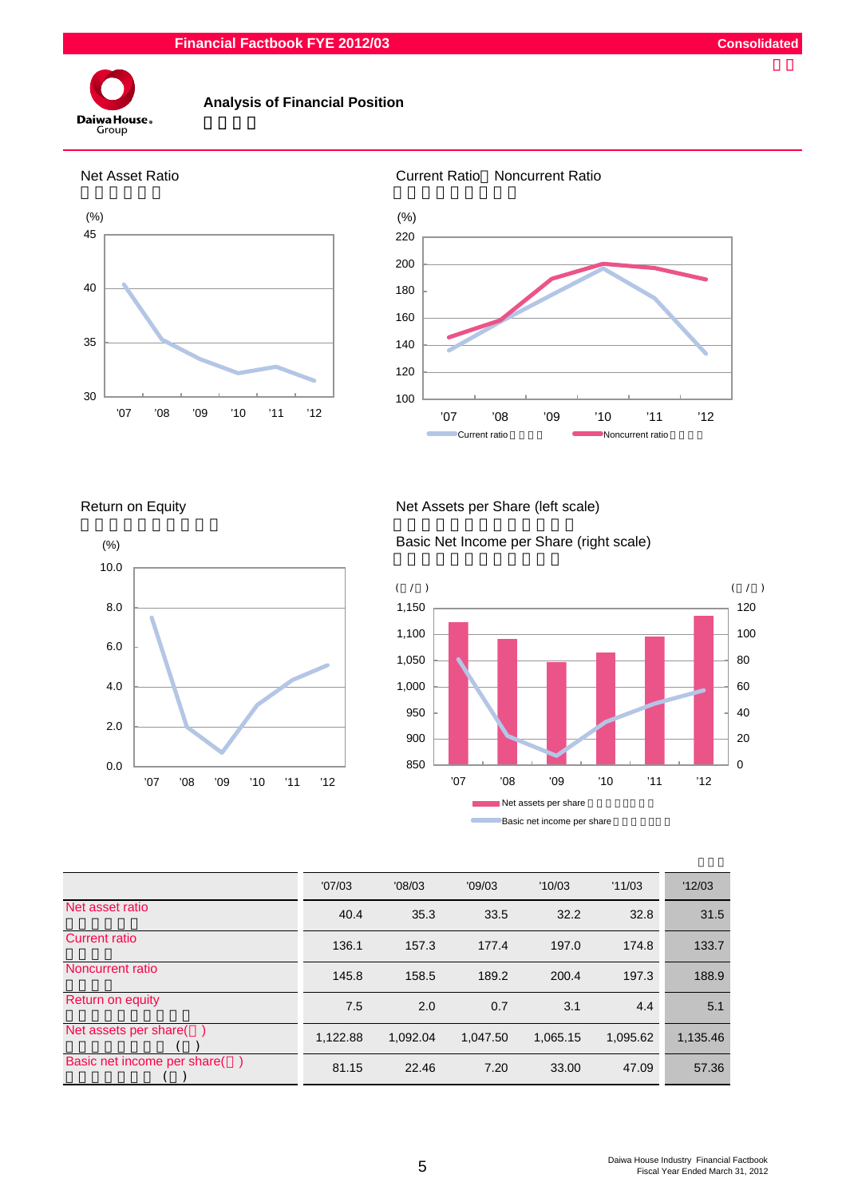## Analysis of Financial Position

### Net Asset Ratio

### Current Ratio・Noncurrent Ratio

### Return on Equity

### Net Assets per Share (left scale) / Basic Net Income per Share (right scale)

|  | '07/03 | '08/03 | '09/03 | '10/03 | '11/03 | '12/03 |
|---|---|---|---|---|---|---|
| Net asset ratio | 40.4 | 35.3 | 33.5 | 32.2 | 32.8 | 31.5 |
| Current ratio | 136.1 | 157.3 | 177.4 | 197.0 | 174.8 | 133.7 |
| Noncurrent ratio | 145.8 | 158.5 | 189.2 | 200.4 | 197.3 | 188.9 |
| Return on equity | 7.5 | 2.0 | 0.7 | 3.1 | 4.4 | 5.1 |
| Net assets per share( ) | 1,122.88 | 1,092.04 | 1,047.50 | 1,065.15 | 1,095.62 | 1,135.46 |
| Basic net income per share( ) | 81.15 | 22.46 | 7.20 | 33.00 | 47.09 | 57.36 |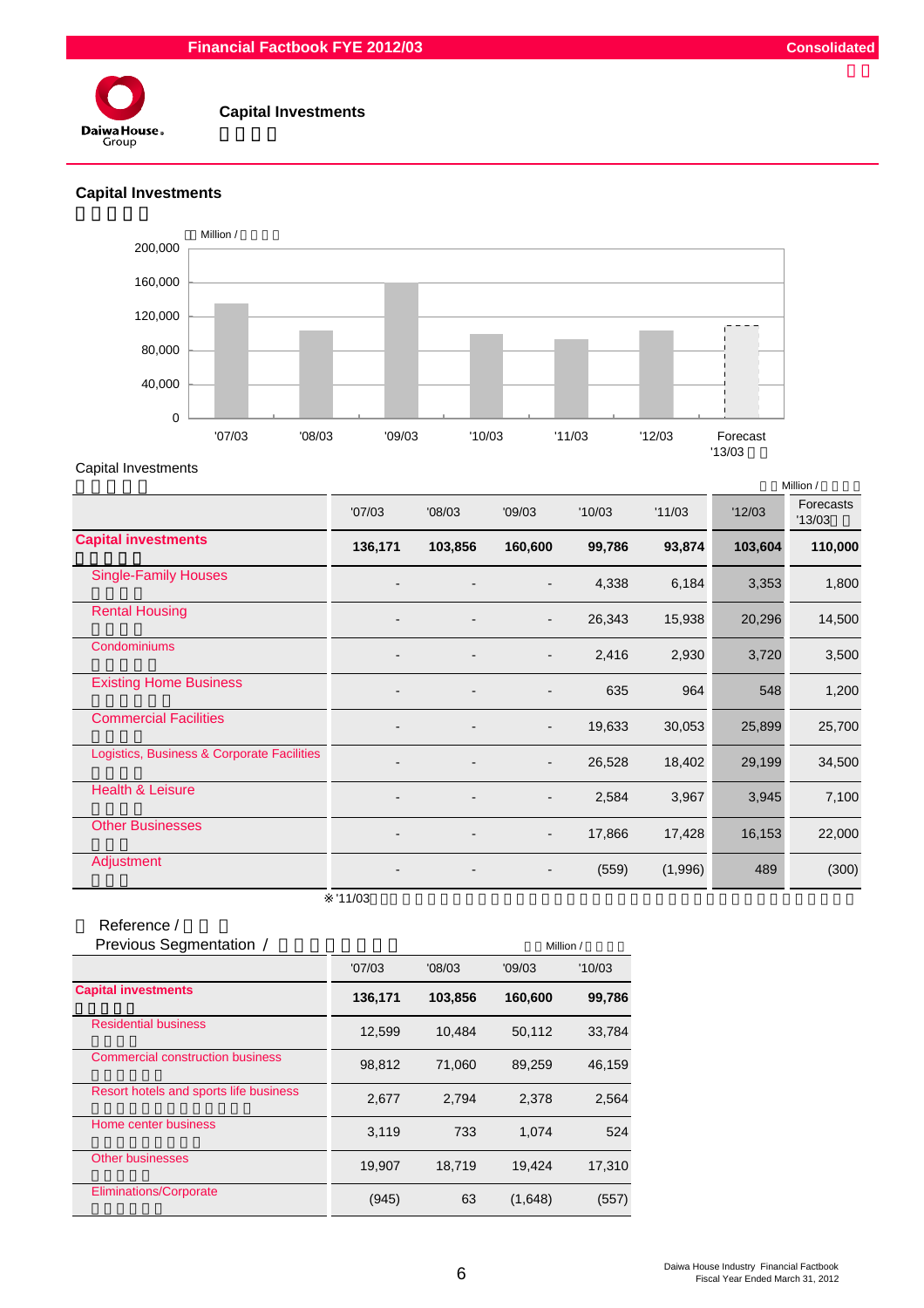# Capital Investments

## Capital Investments

Million /

| | '07/03 | '08/03 | '09/03 | '10/03 | '11/03 | '12/03 | Forecast '13/03 |
|---|---|---|---|---|---|---|---|
| Capital Investments | 136,171 | 103,856 | 160,600 | 99,786 | 93,874 | 103,604 | 110,000 |

Capital Investments

Million /

| | '07/03 | '08/03 | '09/03 | '10/03 | '11/03 | '12/03 | Forecasts '13/03 |
|---|---|---|---|---|---|---|---|
| **Capital investments** | **136,171** | **103,856** | **160,600** | **99,786** | **93,874** | **103,604** | **110,000** |
| Single-Family Houses | - | - | - | 4,338 | 6,184 | 3,353 | 1,800 |
| Rental Housing | - | - | - | 26,343 | 15,938 | 20,296 | 14,500 |
| Condominiums | - | - | - | 2,416 | 2,930 | 3,720 | 3,500 |
| Existing Home Business | - | - | - | 635 | 964 | 548 | 1,200 |
| Commercial Facilities | - | - | - | 19,633 | 30,053 | 25,899 | 25,700 |
| Logistics, Business & Corporate Facilities | - | - | - | 26,528 | 18,402 | 29,199 | 34,500 |
| Health & Leisure | - | - | - | 2,584 | 3,967 | 3,945 | 7,100 |
| Other Businesses | - | - | - | 17,866 | 17,428 | 16,153 | 22,000 |
| Adjustment | - | - | - | (559) | (1,996) | 489 | (300) |

※'11/03

Reference /

Previous Segmentation /

Million /

| | '07/03 | '08/03 | '09/03 | '10/03 |
|---|---|---|---|---|
| **Capital investments** | **136,171** | **103,856** | **160,600** | **99,786** |
| Residential business | 12,599 | 10,484 | 50,112 | 33,784 |
| Commercial construction business | 98,812 | 71,060 | 89,259 | 46,159 |
| Resort hotels and sports life business | 2,677 | 2,794 | 2,378 | 2,564 |
| Home center business | 3,119 | 733 | 1,074 | 524 |
| Other businesses | 19,907 | 18,719 | 19,424 | 17,310 |
| Eliminations/Corporate | (945) | 63 | (1,648) | (557) |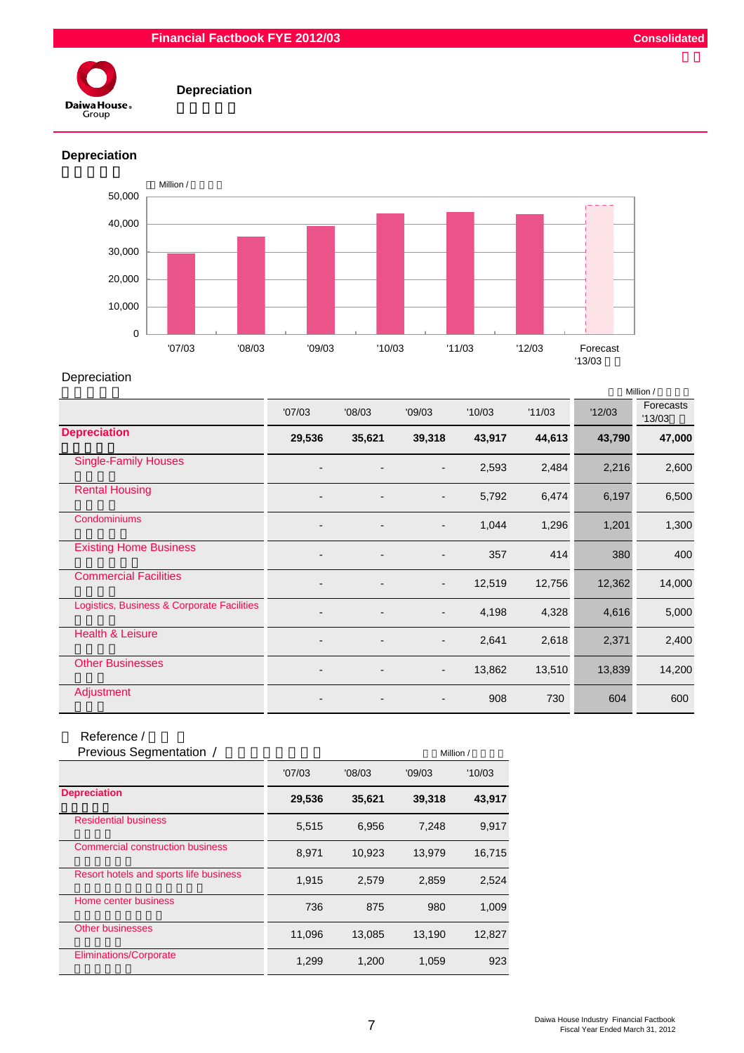# Depreciation

## Depreciation

Million /

| | '07/03 | '08/03 | '09/03 | '10/03 | '11/03 | '12/03 | Forecast '13/03 |
|---|---|---|---|---|---|---|---|
| Depreciation | 29,536 | 35,621 | 39,318 | 43,917 | 44,613 | 43,790 | 47,000 |

## Depreciation

Million /

| | '07/03 | '08/03 | '09/03 | '10/03 | '11/03 | '12/03 | Forecasts '13/03 |
|---|---|---|---|---|---|---|---|
| **Depreciation** | **29,536** | **35,621** | **39,318** | **43,917** | **44,613** | **43,790** | **47,000** |
| Single-Family Houses | - | - | - | 2,593 | 2,484 | 2,216 | 2,600 |
| Rental Housing | - | - | - | 5,792 | 6,474 | 6,197 | 6,500 |
| Condominiums | - | - | - | 1,044 | 1,296 | 1,201 | 1,300 |
| Existing Home Business | - | - | - | 357 | 414 | 380 | 400 |
| Commercial Facilities | - | - | - | 12,519 | 12,756 | 12,362 | 14,000 |
| Logistics, Business & Corporate Facilities | - | - | - | 4,198 | 4,328 | 4,616 | 5,000 |
| Health & Leisure | - | - | - | 2,641 | 2,618 | 2,371 | 2,400 |
| Other Businesses | - | - | - | 13,862 | 13,510 | 13,839 | 14,200 |
| Adjustment | - | - | - | 908 | 730 | 604 | 600 |

Reference /

Previous Segmentation /

Million /

| | '07/03 | '08/03 | '09/03 | '10/03 |
|---|---|---|---|---|
| **Depreciation** | **29,536** | **35,621** | **39,318** | **43,917** |
| Residential business | 5,515 | 6,956 | 7,248 | 9,917 |
| Commercial construction business | 8,971 | 10,923 | 13,979 | 16,715 |
| Resort hotels and sports life business | 1,915 | 2,579 | 2,859 | 2,524 |
| Home center business | 736 | 875 | 980 | 1,009 |
| Other businesses | 11,096 | 13,085 | 13,190 | 12,827 |
| Eliminations/Corporate | 1,299 | 1,200 | 1,059 | 923 |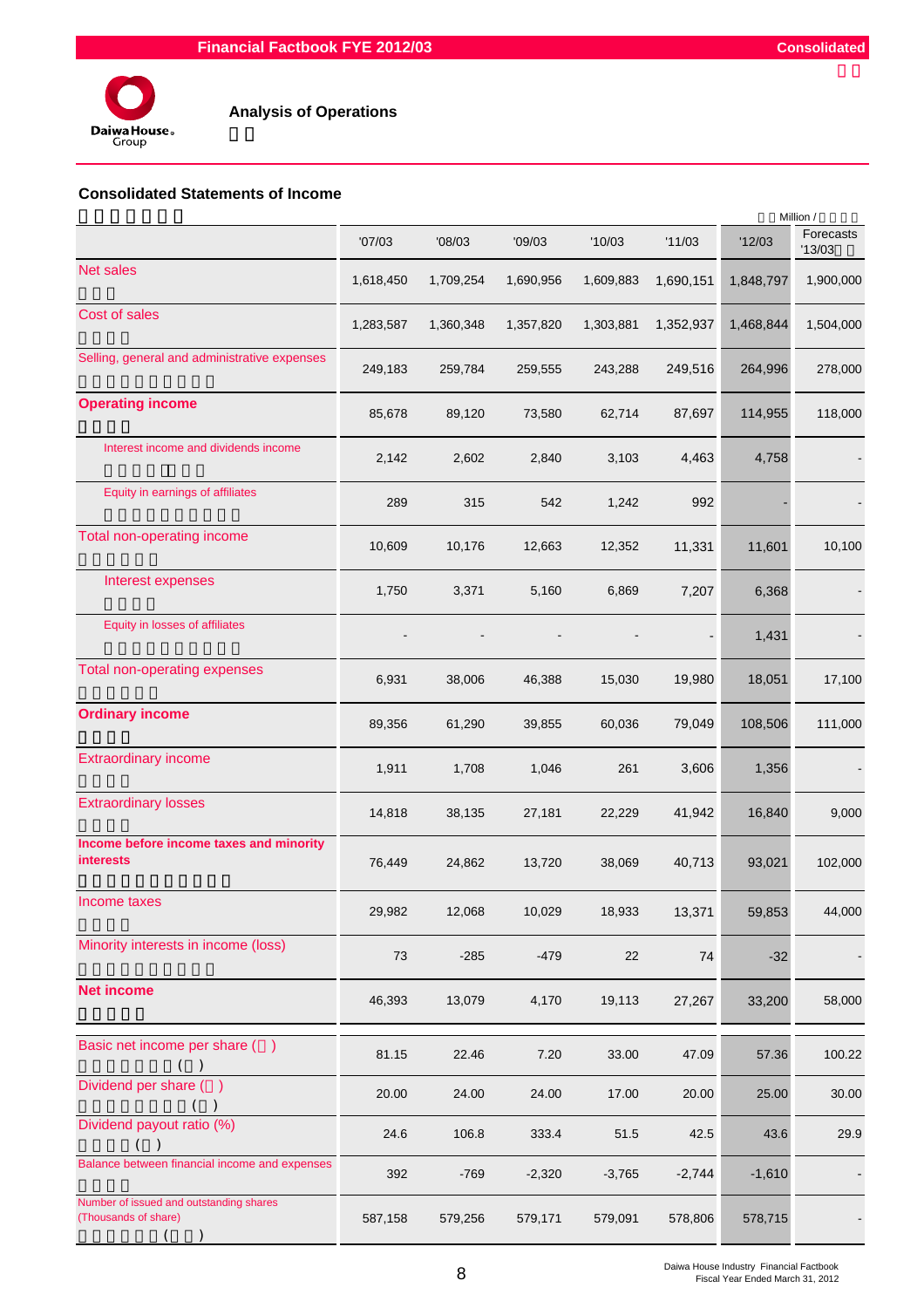**Analysis of Operations**

## Consolidated Statements of Income

Million /

| | '07/03 | '08/03 | '09/03 | '10/03 | '11/03 | '12/03 | Forecasts '13/03 |
|---|---|---|---|---|---|---|---|
| Net sales | 1,618,450 | 1,709,254 | 1,690,956 | 1,609,883 | 1,690,151 | 1,848,797 | 1,900,000 |
| Cost of sales | 1,283,587 | 1,360,348 | 1,357,820 | 1,303,881 | 1,352,937 | 1,468,844 | 1,504,000 |
| Selling, general and administrative expenses | 249,183 | 259,784 | 259,555 | 243,288 | 249,516 | 264,996 | 278,000 |
| **Operating income** | 85,678 | 89,120 | 73,580 | 62,714 | 87,697 | 114,955 | 118,000 |
| Interest income and dividends income | 2,142 | 2,602 | 2,840 | 3,103 | 4,463 | 4,758 | - |
| Equity in earnings of affiliates | 289 | 315 | 542 | 1,242 | 992 | - | - |
| Total non-operating income | 10,609 | 10,176 | 12,663 | 12,352 | 11,331 | 11,601 | 10,100 |
| Interest expenses | 1,750 | 3,371 | 5,160 | 6,869 | 7,207 | 6,368 | - |
| Equity in losses of affiliates | - | - | - | - | - | 1,431 | - |
| Total non-operating expenses | 6,931 | 38,006 | 46,388 | 15,030 | 19,980 | 18,051 | 17,100 |
| **Ordinary income** | 89,356 | 61,290 | 39,855 | 60,036 | 79,049 | 108,506 | 111,000 |
| Extraordinary income | 1,911 | 1,708 | 1,046 | 261 | 3,606 | 1,356 | - |
| Extraordinary losses | 14,818 | 38,135 | 27,181 | 22,229 | 41,942 | 16,840 | 9,000 |
| **Income before income taxes and minority interests** | 76,449 | 24,862 | 13,720 | 38,069 | 40,713 | 93,021 | 102,000 |
| Income taxes | 29,982 | 12,068 | 10,029 | 18,933 | 13,371 | 59,853 | 44,000 |
| Minority interests in income (loss) | 73 | -285 | -479 | 22 | 74 | -32 | - |
| **Net income** | 46,393 | 13,079 | 4,170 | 19,113 | 27,267 | 33,200 | 58,000 |
| Basic net income per share ( ) | 81.15 | 22.46 | 7.20 | 33.00 | 47.09 | 57.36 | 100.22 |
| Dividend per share ( ) | 20.00 | 24.00 | 24.00 | 17.00 | 20.00 | 25.00 | 30.00 |
| Dividend payout ratio (%) | 24.6 | 106.8 | 333.4 | 51.5 | 42.5 | 43.6 | 29.9 |
| Balance between financial income and expenses | 392 | -769 | -2,320 | -3,765 | -2,744 | -1,610 | - |
| Number of issued and outstanding shares (Thousands of share) | 587,158 | 579,256 | 579,171 | 579,091 | 578,806 | 578,715 | - |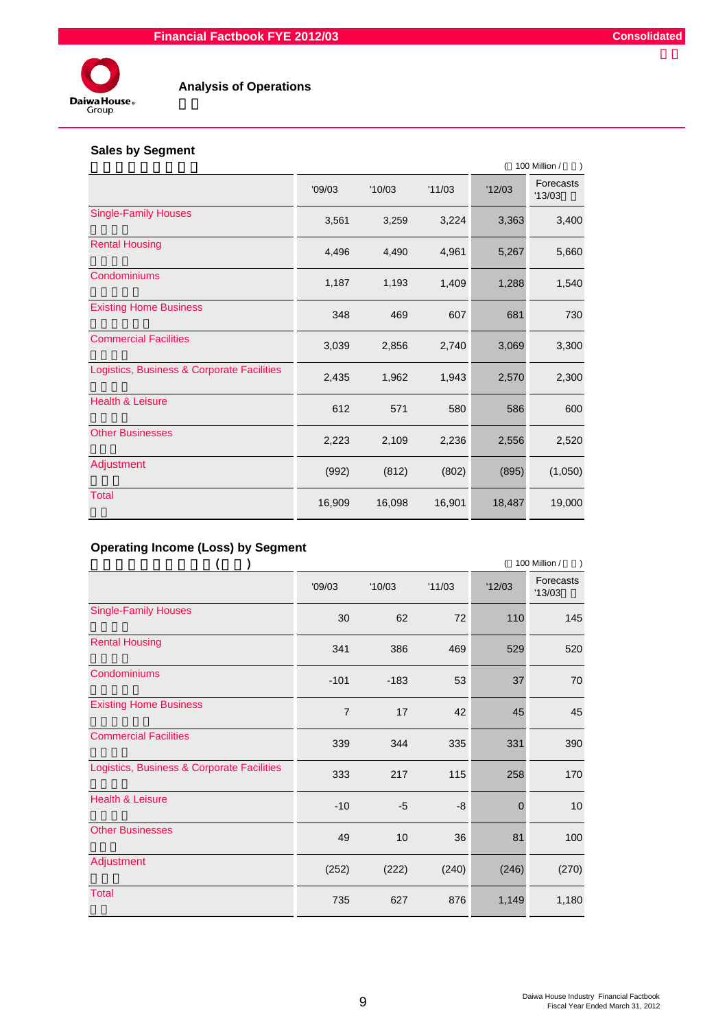## Analysis of Operations

### Sales by Segment

(100 Million / )

| | '09/03 | '10/03 | '11/03 | '12/03 | Forecasts '13/03 |
|---|---|---|---|---|---|
| Single-Family Houses | 3,561 | 3,259 | 3,224 | 3,363 | 3,400 |
| Rental Housing | 4,496 | 4,490 | 4,961 | 5,267 | 5,660 |
| Condominiums | 1,187 | 1,193 | 1,409 | 1,288 | 1,540 |
| Existing Home Business | 348 | 469 | 607 | 681 | 730 |
| Commercial Facilities | 3,039 | 2,856 | 2,740 | 3,069 | 3,300 |
| Logistics, Business & Corporate Facilities | 2,435 | 1,962 | 1,943 | 2,570 | 2,300 |
| Health & Leisure | 612 | 571 | 580 | 586 | 600 |
| Other Businesses | 2,223 | 2,109 | 2,236 | 2,556 | 2,520 |
| Adjustment | (992) | (812) | (802) | (895) | (1,050) |
| Total | 16,909 | 16,098 | 16,901 | 18,487 | 19,000 |

### Operating Income (Loss) by Segment

(100 Million / )

| | '09/03 | '10/03 | '11/03 | '12/03 | Forecasts '13/03 |
|---|---|---|---|---|---|
| Single-Family Houses | 30 | 62 | 72 | 110 | 145 |
| Rental Housing | 341 | 386 | 469 | 529 | 520 |
| Condominiums | -101 | -183 | 53 | 37 | 70 |
| Existing Home Business | 7 | 17 | 42 | 45 | 45 |
| Commercial Facilities | 339 | 344 | 335 | 331 | 390 |
| Logistics, Business & Corporate Facilities | 333 | 217 | 115 | 258 | 170 |
| Health & Leisure | -10 | -5 | -8 | 0 | 10 |
| Other Businesses | 49 | 10 | 36 | 81 | 100 |
| Adjustment | (252) | (222) | (240) | (246) | (270) |
| Total | 735 | 627 | 876 | 1,149 | 1,180 |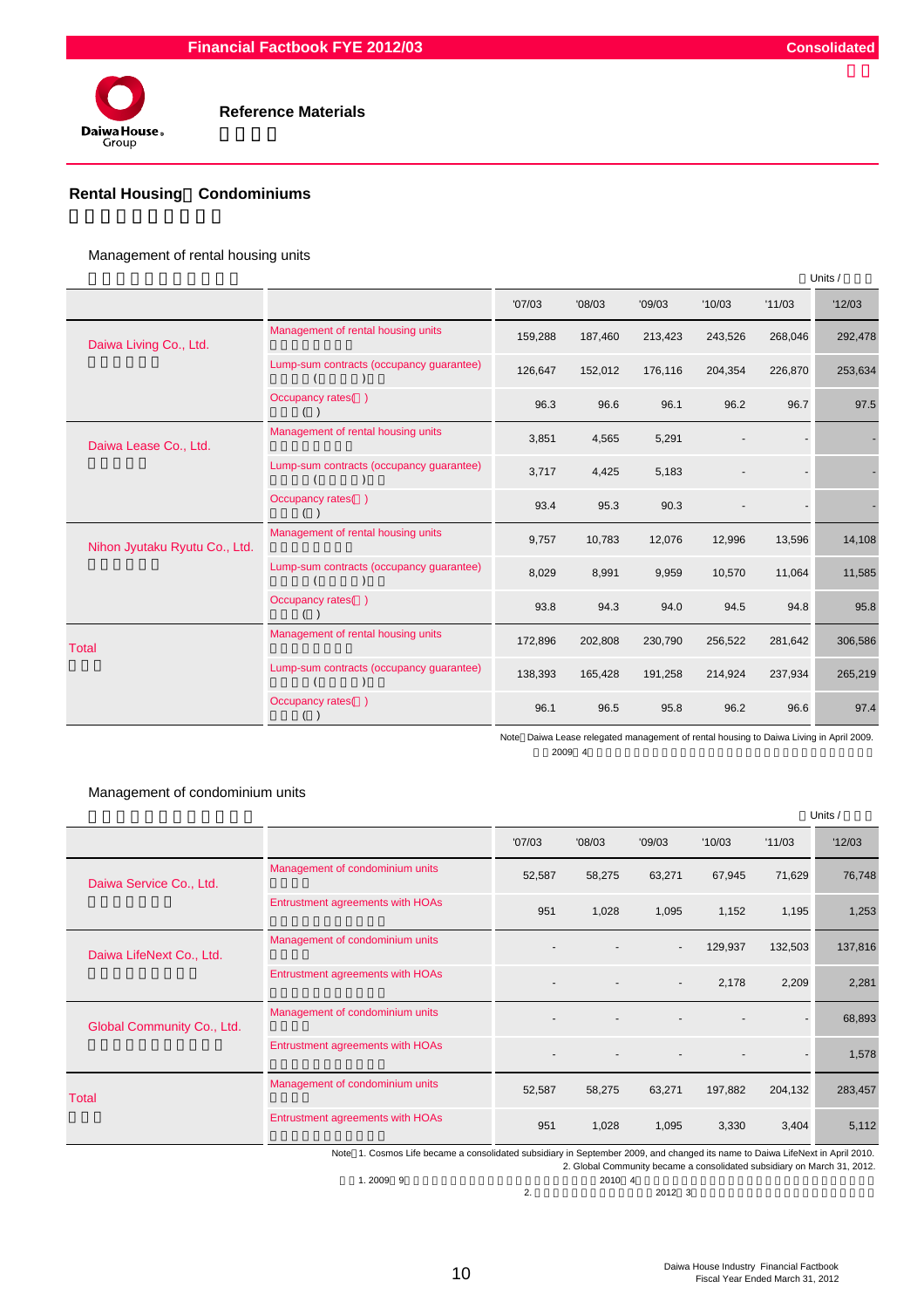## Reference Materials

### Rental Housing Condominiums

#### Management of rental housing units

Units /

| | | '07/03 | '08/03 | '09/03 | '10/03 | '11/03 | '12/03 |
|---|---|---|---|---|---|---|---|
| Daiwa Living Co., Ltd. | Management of rental housing units | 159,288 | 187,460 | 213,423 | 243,526 | 268,046 | 292,478 |
| | Lump-sum contracts (occupancy guarantee) | 126,647 | 152,012 | 176,116 | 204,354 | 226,870 | 253,634 |
| | Occupancy rates(%) | 96.3 | 96.6 | 96.1 | 96.2 | 96.7 | 97.5 |
| Daiwa Lease Co., Ltd. | Management of rental housing units | 3,851 | 4,565 | 5,291 | - | - | - |
| | Lump-sum contracts (occupancy guarantee) | 3,717 | 4,425 | 5,183 | - | - | - |
| | Occupancy rates(%) | 93.4 | 95.3 | 90.3 | - | - | - |
| Nihon Jyutaku Ryutu Co., Ltd. | Management of rental housing units | 9,757 | 10,783 | 12,076 | 12,996 | 13,596 | 14,108 |
| | Lump-sum contracts (occupancy guarantee) | 8,029 | 8,991 | 9,959 | 10,570 | 11,064 | 11,585 |
| | Occupancy rates(%) | 93.8 | 94.3 | 94.0 | 94.5 | 94.8 | 95.8 |
| Total | Management of rental housing units | 172,896 | 202,808 | 230,790 | 256,522 | 281,642 | 306,586 |
| | Lump-sum contracts (occupancy guarantee) | 138,393 | 165,428 | 191,258 | 214,924 | 237,934 | 265,219 |
| | Occupancy rates(%) | 96.1 | 96.5 | 95.8 | 96.2 | 96.6 | 97.4 |

Note: Daiwa Lease relegated management of rental housing to Daiwa Living in April 2009.

2009 4

#### Management of condominium units

Units /

| | | '07/03 | '08/03 | '09/03 | '10/03 | '11/03 | '12/03 |
|---|---|---|---|---|---|---|---|
| Daiwa Service Co., Ltd. | Management of condominium units | 52,587 | 58,275 | 63,271 | 67,945 | 71,629 | 76,748 |
| | Entrustment agreements with HOAs | 951 | 1,028 | 1,095 | 1,152 | 1,195 | 1,253 |
| Daiwa LifeNext Co., Ltd. | Management of condominium units | - | - | - | 129,937 | 132,503 | 137,816 |
| | Entrustment agreements with HOAs | - | - | - | 2,178 | 2,209 | 2,281 |
| Global Community Co., Ltd. | Management of condominium units | - | - | - | - | - | 68,893 |
| | Entrustment agreements with HOAs | - | - | - | - | - | 1,578 |
| Total | Management of condominium units | 52,587 | 58,275 | 63,271 | 197,882 | 204,132 | 283,457 |
| | Entrustment agreements with HOAs | 951 | 1,028 | 1,095 | 3,330 | 3,404 | 5,112 |

Note: 1. Cosmos Life became a consolidated subsidiary in September 2009, and changed its name to Daiwa LifeNext in April 2010.
2. Global Community became a consolidated subsidiary on March 31, 2012.

1. 2009 9 2010 4
2. 2012 3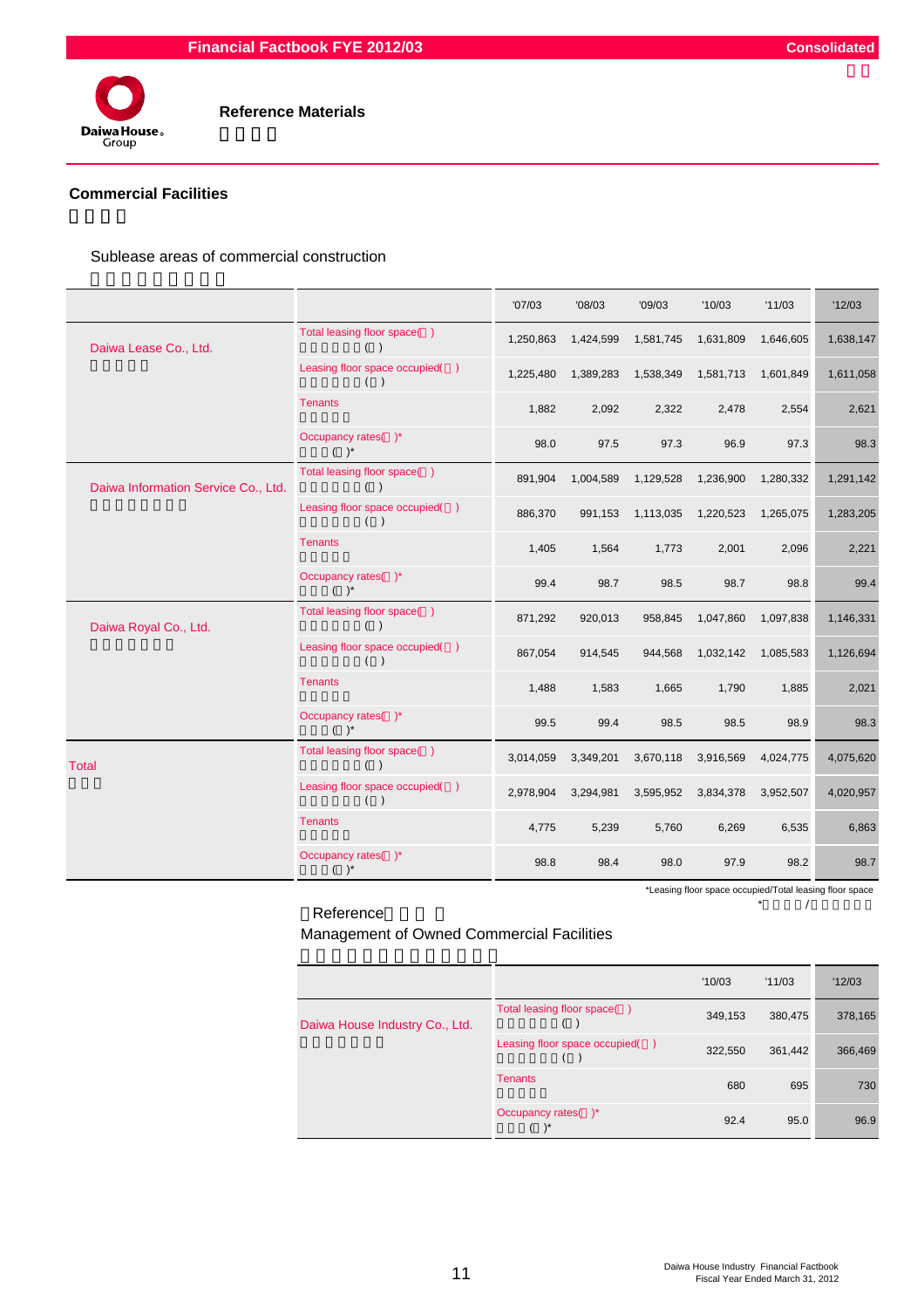# Reference Materials

## Commercial Facilities

### Sublease areas of commercial construction

| | | '07/03 | '08/03 | '09/03 | '10/03 | '11/03 | '12/03 |
|---|---|---|---|---|---|---|---|
| Daiwa Lease Co., Ltd. | Total leasing floor space( ) | 1,250,863 | 1,424,599 | 1,581,745 | 1,631,809 | 1,646,605 | 1,638,147 |
| | Leasing floor space occupied( ) | 1,225,480 | 1,389,283 | 1,538,349 | 1,581,713 | 1,601,849 | 1,611,058 |
| | Tenants | 1,882 | 2,092 | 2,322 | 2,478 | 2,554 | 2,621 |
| | Occupancy rates( )* | 98.0 | 97.5 | 97.3 | 96.9 | 97.3 | 98.3 |
| Daiwa Information Service Co., Ltd. | Total leasing floor space( ) | 891,904 | 1,004,589 | 1,129,528 | 1,236,900 | 1,280,332 | 1,291,142 |
| | Leasing floor space occupied( ) | 886,370 | 991,153 | 1,113,035 | 1,220,523 | 1,265,075 | 1,283,205 |
| | Tenants | 1,405 | 1,564 | 1,773 | 2,001 | 2,096 | 2,221 |
| | Occupancy rates( )* | 99.4 | 98.7 | 98.5 | 98.7 | 98.8 | 99.4 |
| Daiwa Royal Co., Ltd. | Total leasing floor space( ) | 871,292 | 920,013 | 958,845 | 1,047,860 | 1,097,838 | 1,146,331 |
| | Leasing floor space occupied( ) | 867,054 | 914,545 | 944,568 | 1,032,142 | 1,085,583 | 1,126,694 |
| | Tenants | 1,488 | 1,583 | 1,665 | 1,790 | 1,885 | 2,021 |
| | Occupancy rates( )* | 99.5 | 99.4 | 98.5 | 98.5 | 98.9 | 98.3 |
| Total | Total leasing floor space( ) | 3,014,059 | 3,349,201 | 3,670,118 | 3,916,569 | 4,024,775 | 4,075,620 |
| | Leasing floor space occupied( ) | 2,978,904 | 3,294,981 | 3,595,952 | 3,834,378 | 3,952,507 | 4,020,957 |
| | Tenants | 4,775 | 5,239 | 5,760 | 6,269 | 6,535 | 6,863 |
| | Occupancy rates( )* | 98.8 | 98.4 | 98.0 | 97.9 | 98.2 | 98.7 |

*Leasing floor space occupied/Total leasing floor space

### Reference

### Management of Owned Commercial Facilities

| | | '10/03 | '11/03 | '12/03 |
|---|---|---|---|---|
| Daiwa House Industry Co., Ltd. | Total leasing floor space( ) | 349,153 | 380,475 | 378,165 |
| | Leasing floor space occupied( ) | 322,550 | 361,442 | 366,469 |
| | Tenants | 680 | 695 | 730 |
| | Occupancy rates( )* | 92.4 | 95.0 | 96.9 |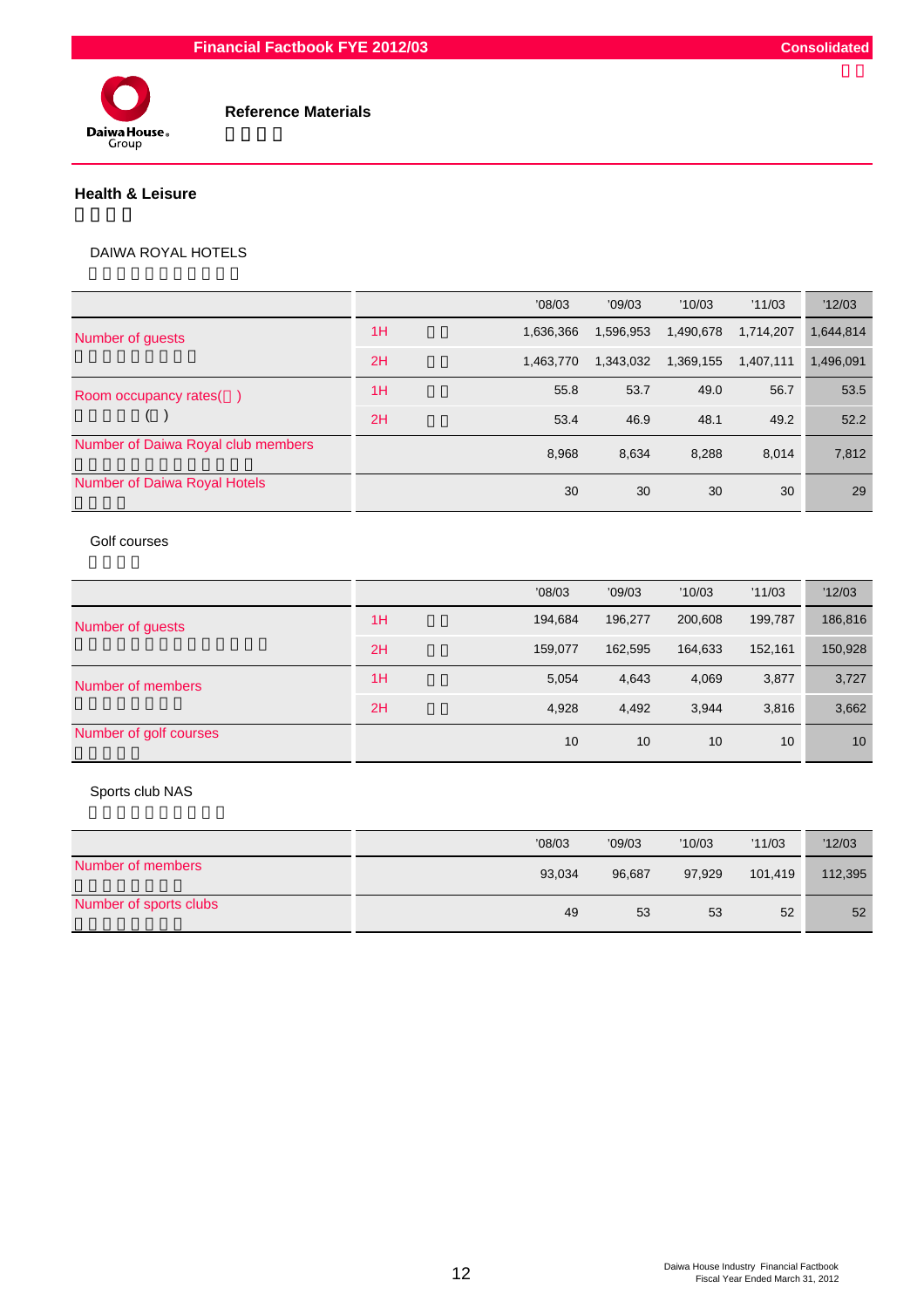# Reference Materials

## Health & Leisure

### DAIWA ROYAL HOTELS

| | | '08/03 | '09/03 | '10/03 | '11/03 | '12/03 |
|---|---|---|---|---|---|---|
| Number of guests | 1H | 1,636,366 | 1,596,953 | 1,490,678 | 1,714,207 | 1,644,814 |
| | 2H | 1,463,770 | 1,343,032 | 1,369,155 | 1,407,111 | 1,496,091 |
| Room occupancy rates( ) | 1H | 55.8 | 53.7 | 49.0 | 56.7 | 53.5 |
| | 2H | 53.4 | 46.9 | 48.1 | 49.2 | 52.2 |
| Number of Daiwa Royal club members | | 8,968 | 8,634 | 8,288 | 8,014 | 7,812 |
| Number of Daiwa Royal Hotels | | 30 | 30 | 30 | 30 | 29 |

### Golf courses

| | | '08/03 | '09/03 | '10/03 | '11/03 | '12/03 |
|---|---|---|---|---|---|---|
| Number of guests | 1H | 194,684 | 196,277 | 200,608 | 199,787 | 186,816 |
| | 2H | 159,077 | 162,595 | 164,633 | 152,161 | 150,928 |
| Number of members | 1H | 5,054 | 4,643 | 4,069 | 3,877 | 3,727 |
| | 2H | 4,928 | 4,492 | 3,944 | 3,816 | 3,662 |
| Number of golf courses | | 10 | 10 | 10 | 10 | 10 |

### Sports club NAS

| | '08/03 | '09/03 | '10/03 | '11/03 | '12/03 |
|---|---|---|---|---|---|
| Number of members | 93,034 | 96,687 | 97,929 | 101,419 | 112,395 |
| Number of sports clubs | 49 | 53 | 53 | 52 | 52 |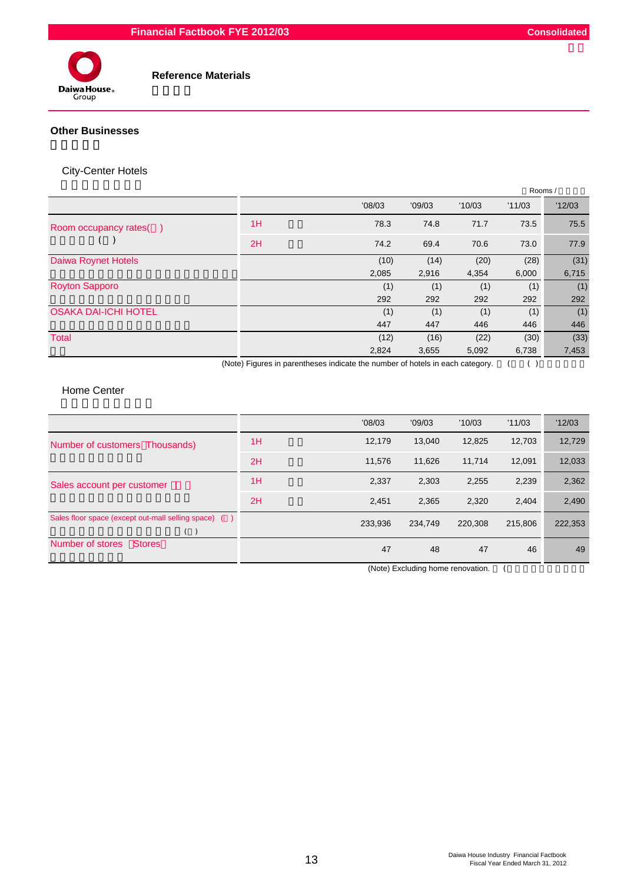## Reference Materials

### Other Businesses

#### City-Center Hotels

Rooms /

| | | '08/03 | '09/03 | '10/03 | '11/03 | '12/03 |
|---|---|---|---|---|---|---|
| Room occupancy rates( ) ( ) | 1H | 78.3 | 74.8 | 71.7 | 73.5 | 75.5 |
| | 2H | 74.2 | 69.4 | 70.6 | 73.0 | 77.9 |
| Daiwa Roynet Hotels | | (10) | (14) | (20) | (28) | (31) |
| | | 2,085 | 2,916 | 4,354 | 6,000 | 6,715 |
| Royton Sapporo | | (1) | (1) | (1) | (1) | (1) |
| | | 292 | 292 | 292 | 292 | 292 |
| OSAKA DAI-ICHI HOTEL | | (1) | (1) | (1) | (1) | (1) |
| | | 447 | 447 | 446 | 446 | 446 |
| Total | | (12) | (16) | (22) | (30) | (33) |
| | | 2,824 | 3,655 | 5,092 | 6,738 | 7,453 |

(Note) Figures in parentheses indicate the number of hotels in each category.

#### Home Center

| | | '08/03 | '09/03 | '10/03 | '11/03 | '12/03 |
|---|---|---|---|---|---|---|
| Number of customers (Thousands) | 1H | 12,179 | 13,040 | 12,825 | 12,703 | 12,729 |
| | 2H | 11,576 | 11,626 | 11,714 | 12,091 | 12,033 |
| Sales account per customer | 1H | 2,337 | 2,303 | 2,255 | 2,239 | 2,362 |
| | 2H | 2,451 | 2,365 | 2,320 | 2,404 | 2,490 |
| Sales floor space (except out-mall selling space) ( ) | | 233,936 | 234,749 | 220,308 | 215,806 | 222,353 |
| Number of stores (Stores) | | 47 | 48 | 47 | 46 | 49 |

(Note) Excluding home renovation.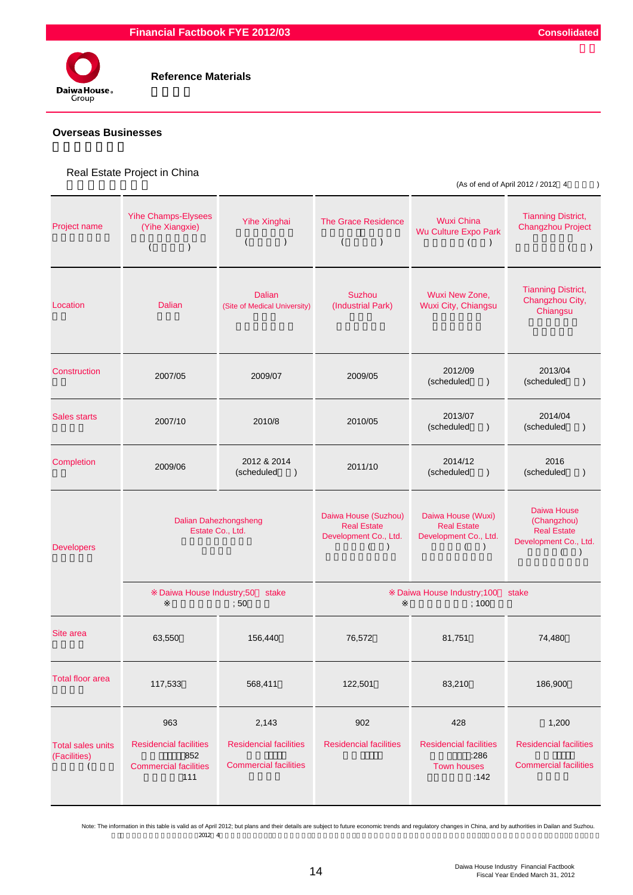## Reference Materials

### Overseas Businesses

Real Estate Project in China

(As of end of April 2012 / 2012 4 )

| Project name | Yihe Champs-Elysees (Yihe Xiangxie) | Yihe Xinghai | The Grace Residence | Wuxi China Wu Culture Expo Park | Tianning District, Changzhou Project |
|---|---|---|---|---|---|
| Location | Dalian | Dalian (Site of Medical University) | Suzhou (Industrial Park) | Wuxi New Zone, Wuxi City, Chiangsu | Tianning District, Changzhou City, Chiangsu |
| Construction | 2007/05 | 2009/07 | 2009/05 | 2012/09 (scheduled) | 2013/04 (scheduled) |
| Sales starts | 2007/10 | 2010/8 | 2010/05 | 2013/07 (scheduled) | 2014/04 (scheduled) |
| Completion | 2009/06 | 2012 & 2014 (scheduled) | 2011/10 | 2014/12 (scheduled) | 2016 (scheduled) |
| Developers | Dalian Dahezhongsheng Estate Co., Ltd. | | Daiwa House (Suzhou) Real Estate Development Co., Ltd. | Daiwa House (Wuxi) Real Estate Development Co., Ltd. | Daiwa House (Changzhou) Real Estate Development Co., Ltd. |
| | ※Daiwa House Industry;50 stake | | ※Daiwa House Industry;100 stake | | |
| Site area | 63,550 | 156,440 | 76,572 | 81,751 | 74,480 |
| Total floor area | 117,533 | 568,411 | 122,501 | 83,210 | 186,900 |
| Total sales units (Facilities) | 963<br>Residencial facilities 852<br>Commercial facilities 111 | 2,143<br>Residencial facilities<br>Commercial facilities | 902<br>Residencial facilities | 428<br>Residencial facilities :286<br>Town houses :142 | 1,200<br>Residencial facilities<br>Commercial facilities |

Note: The information in this table is valid as of April 2012; but plans and their details are subject to future economic trends and regulatory changes in China, and by authorities in Dailan and Suzhou.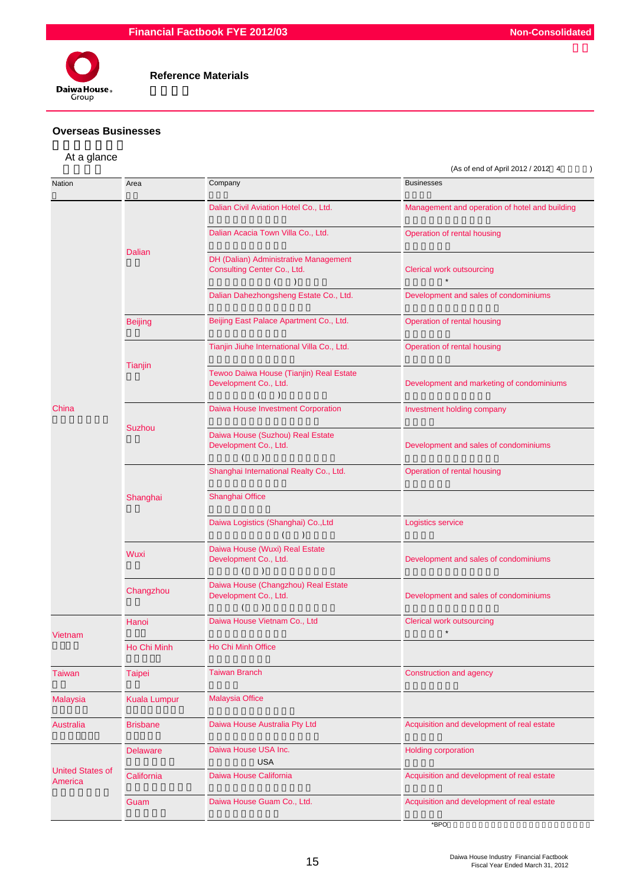## Reference Materials

### Overseas Businesses

At a glance

(As of end of April 2012 / 2012 4 )

| Nation | Area | Company | Businesses |
|---|---|---|---|
| China | Dalian | Dalian Civil Aviation Hotel Co., Ltd. | Management and operation of hotel and building |
| | | Dalian Acacia Town Villa Co., Ltd. | Operation of rental housing |
| | | DH (Dalian) Administrative Management Consulting Center Co., Ltd. | Clerical work outsourcing * |
| | | Dalian Dahezhongsheng Estate Co., Ltd. | Development and sales of condominiums |
| | Beijing | Beijing East Palace Apartment Co., Ltd. | Operation of rental housing |
| | Tianjin | Tianjin Jiuhe International Villa Co., Ltd. | Operation of rental housing |
| | | Tewoo Daiwa House (Tianjin) Real Estate Development Co., Ltd. | Development and marketing of condominiums |
| | Suzhou | Daiwa House Investment Corporation | Investment holding company |
| | | Daiwa House (Suzhou) Real Estate Development Co., Ltd. | Development and sales of condominiums |
| | Shanghai | Shanghai International Realty Co., Ltd. | Operation of rental housing |
| | | Shanghai Office | |
| | | Daiwa Logistics (Shanghai) Co.,Ltd | Logistics service |
| | Wuxi | Daiwa House (Wuxi) Real Estate Development Co., Ltd. | Development and sales of condominiums |
| | Changzhou | Daiwa House (Changzhou) Real Estate Development Co., Ltd. | Development and sales of condominiums |
| Vietnam | Hanoi | Daiwa House Vietnam Co., Ltd | Clerical work outsourcing * |
| | Ho Chi Minh | Ho Chi Minh Office | |
| Taiwan | Taipei | Taiwan Branch | Construction and agency |
| Malaysia | Kuala Lumpur | Malaysia Office | |
| Australia | Brisbane | Daiwa House Australia Pty Ltd | Acquisition and development of real estate |
| United States of America | Delaware | Daiwa House USA Inc. | Holding corporation |
| | California | Daiwa House California | Acquisition and development of real estate |
| | Guam | Daiwa House Guam Co., Ltd. | Acquisition and development of real estate |

*BPO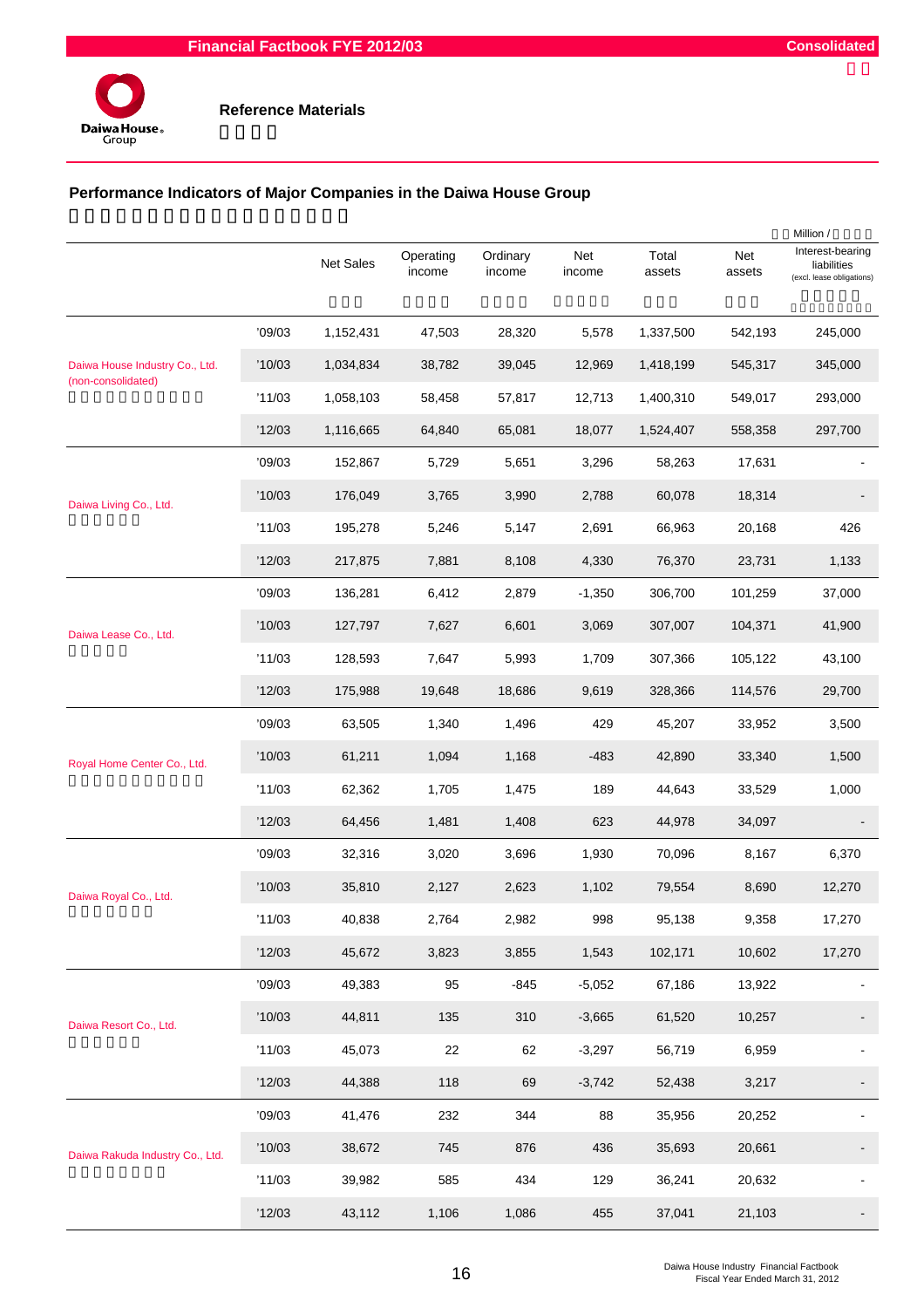# Reference Materials

## Performance Indicators of Major Companies in the Daiwa House Group

Million /

| | | Net Sales | Operating income | Ordinary income | Net income | Total assets | Net assets | Interest-bearing liabilities (excl. lease obligations) |
|---|---|---|---|---|---|---|---|---|
| Daiwa House Industry Co., Ltd. (non-consolidated) | '09/03 | 1,152,431 | 47,503 | 28,320 | 5,578 | 1,337,500 | 542,193 | 245,000 |
| | '10/03 | 1,034,834 | 38,782 | 39,045 | 12,969 | 1,418,199 | 545,317 | 345,000 |
| | '11/03 | 1,058,103 | 58,458 | 57,817 | 12,713 | 1,400,310 | 549,017 | 293,000 |
| | '12/03 | 1,116,665 | 64,840 | 65,081 | 18,077 | 1,524,407 | 558,358 | 297,700 |
| Daiwa Living Co., Ltd. | '09/03 | 152,867 | 5,729 | 5,651 | 3,296 | 58,263 | 17,631 | - |
| | '10/03 | 176,049 | 3,765 | 3,990 | 2,788 | 60,078 | 18,314 | - |
| | '11/03 | 195,278 | 5,246 | 5,147 | 2,691 | 66,963 | 20,168 | 426 |
| | '12/03 | 217,875 | 7,881 | 8,108 | 4,330 | 76,370 | 23,731 | 1,133 |
| Daiwa Lease Co., Ltd. | '09/03 | 136,281 | 6,412 | 2,879 | -1,350 | 306,700 | 101,259 | 37,000 |
| | '10/03 | 127,797 | 7,627 | 6,601 | 3,069 | 307,007 | 104,371 | 41,900 |
| | '11/03 | 128,593 | 7,647 | 5,993 | 1,709 | 307,366 | 105,122 | 43,100 |
| | '12/03 | 175,988 | 19,648 | 18,686 | 9,619 | 328,366 | 114,576 | 29,700 |
| Royal Home Center Co., Ltd. | '09/03 | 63,505 | 1,340 | 1,496 | 429 | 45,207 | 33,952 | 3,500 |
| | '10/03 | 61,211 | 1,094 | 1,168 | -483 | 42,890 | 33,340 | 1,500 |
| | '11/03 | 62,362 | 1,705 | 1,475 | 189 | 44,643 | 33,529 | 1,000 |
| | '12/03 | 64,456 | 1,481 | 1,408 | 623 | 44,978 | 34,097 | - |
| Daiwa Royal Co., Ltd. | '09/03 | 32,316 | 3,020 | 3,696 | 1,930 | 70,096 | 8,167 | 6,370 |
| | '10/03 | 35,810 | 2,127 | 2,623 | 1,102 | 79,554 | 8,690 | 12,270 |
| | '11/03 | 40,838 | 2,764 | 2,982 | 998 | 95,138 | 9,358 | 17,270 |
| | '12/03 | 45,672 | 3,823 | 3,855 | 1,543 | 102,171 | 10,602 | 17,270 |
| Daiwa Resort Co., Ltd. | '09/03 | 49,383 | 95 | -845 | -5,052 | 67,186 | 13,922 | - |
| | '10/03 | 44,811 | 135 | 310 | -3,665 | 61,520 | 10,257 | - |
| | '11/03 | 45,073 | 22 | 62 | -3,297 | 56,719 | 6,959 | - |
| | '12/03 | 44,388 | 118 | 69 | -3,742 | 52,438 | 3,217 | - |
| Daiwa Rakuda Industry Co., Ltd. | '09/03 | 41,476 | 232 | 344 | 88 | 35,956 | 20,252 | - |
| | '10/03 | 38,672 | 745 | 876 | 436 | 35,693 | 20,661 | - |
| | '11/03 | 39,982 | 585 | 434 | 129 | 36,241 | 20,632 | - |
| | '12/03 | 43,112 | 1,106 | 1,086 | 455 | 37,041 | 21,103 | - |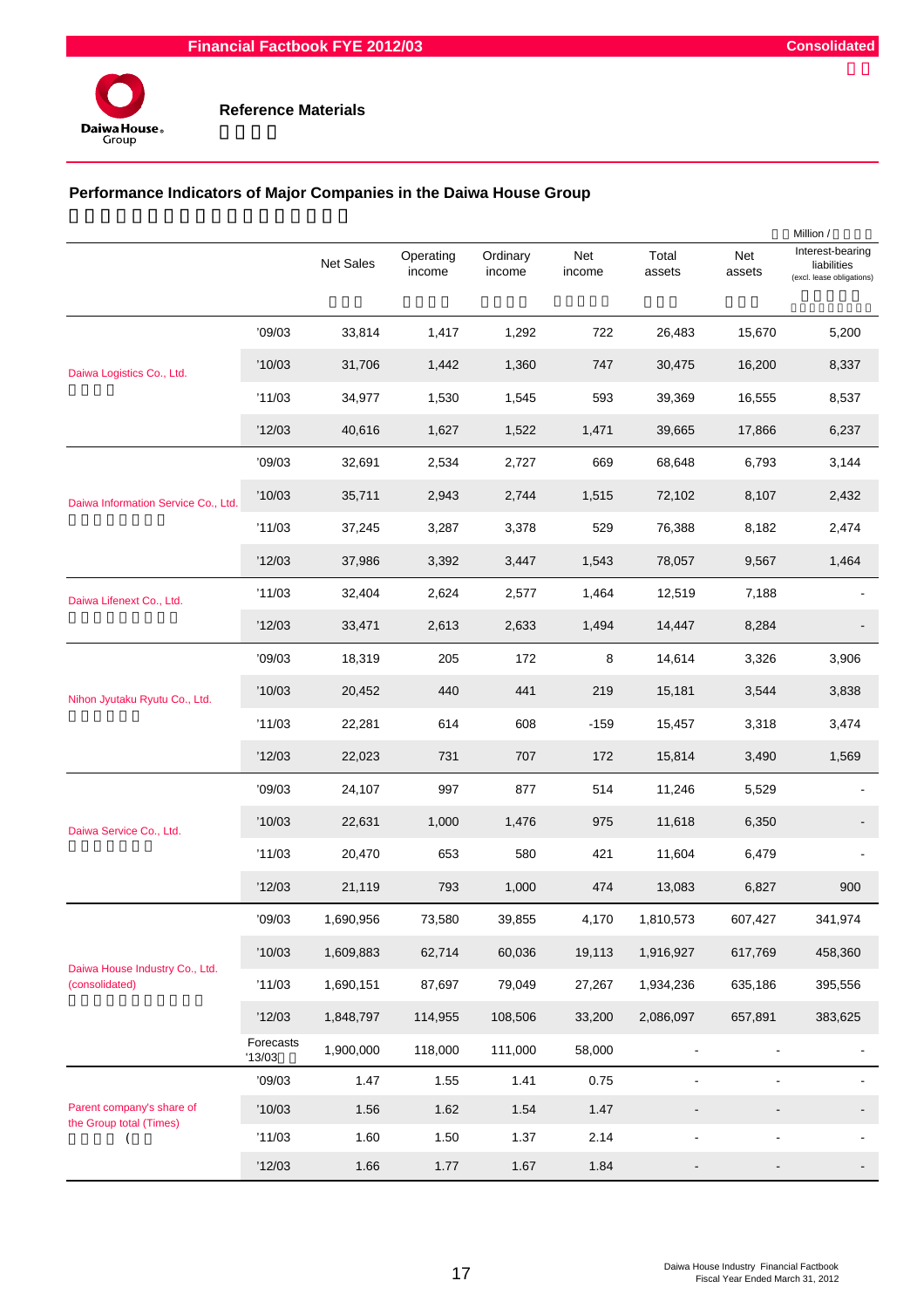## Reference Materials

### Performance Indicators of Major Companies in the Daiwa House Group

Million /

| | | Net Sales | Operating income | Ordinary income | Net income | Total assets | Net assets | Interest-bearing liabilities (excl. lease obligations) |
|---|---|---|---|---|---|---|---|---|
| Daiwa Logistics Co., Ltd. | '09/03 | 33,814 | 1,417 | 1,292 | 722 | 26,483 | 15,670 | 5,200 |
| | '10/03 | 31,706 | 1,442 | 1,360 | 747 | 30,475 | 16,200 | 8,337 |
| | '11/03 | 34,977 | 1,530 | 1,545 | 593 | 39,369 | 16,555 | 8,537 |
| | '12/03 | 40,616 | 1,627 | 1,522 | 1,471 | 39,665 | 17,866 | 6,237 |
| Daiwa Information Service Co., Ltd. | '09/03 | 32,691 | 2,534 | 2,727 | 669 | 68,648 | 6,793 | 3,144 |
| | '10/03 | 35,711 | 2,943 | 2,744 | 1,515 | 72,102 | 8,107 | 2,432 |
| | '11/03 | 37,245 | 3,287 | 3,378 | 529 | 76,388 | 8,182 | 2,474 |
| | '12/03 | 37,986 | 3,392 | 3,447 | 1,543 | 78,057 | 9,567 | 1,464 |
| Daiwa Lifenext Co., Ltd. | '11/03 | 32,404 | 2,624 | 2,577 | 1,464 | 12,519 | 7,188 | - |
| | '12/03 | 33,471 | 2,613 | 2,633 | 1,494 | 14,447 | 8,284 | - |
| Nihon Jyutaku Ryutu Co., Ltd. | '09/03 | 18,319 | 205 | 172 | 8 | 14,614 | 3,326 | 3,906 |
| | '10/03 | 20,452 | 440 | 441 | 219 | 15,181 | 3,544 | 3,838 |
| | '11/03 | 22,281 | 614 | 608 | -159 | 15,457 | 3,318 | 3,474 |
| | '12/03 | 22,023 | 731 | 707 | 172 | 15,814 | 3,490 | 1,569 |
| Daiwa Service Co., Ltd. | '09/03 | 24,107 | 997 | 877 | 514 | 11,246 | 5,529 | - |
| | '10/03 | 22,631 | 1,000 | 1,476 | 975 | 11,618 | 6,350 | - |
| | '11/03 | 20,470 | 653 | 580 | 421 | 11,604 | 6,479 | - |
| | '12/03 | 21,119 | 793 | 1,000 | 474 | 13,083 | 6,827 | 900 |
| Daiwa House Industry Co., Ltd. (consolidated) | '09/03 | 1,690,956 | 73,580 | 39,855 | 4,170 | 1,810,573 | 607,427 | 341,974 |
| | '10/03 | 1,609,883 | 62,714 | 60,036 | 19,113 | 1,916,927 | 617,769 | 458,360 |
| | '11/03 | 1,690,151 | 87,697 | 79,049 | 27,267 | 1,934,236 | 635,186 | 395,556 |
| | '12/03 | 1,848,797 | 114,955 | 108,506 | 33,200 | 2,086,097 | 657,891 | 383,625 |
| | Forecasts '13/03 | 1,900,000 | 118,000 | 111,000 | 58,000 | - | - | - |
| Parent company's share of the Group total (Times) | '09/03 | 1.47 | 1.55 | 1.41 | 0.75 | - | - | - |
| | '10/03 | 1.56 | 1.62 | 1.54 | 1.47 | - | - | - |
| | '11/03 | 1.60 | 1.50 | 1.37 | 2.14 | - | - | - |
| | '12/03 | 1.66 | 1.77 | 1.67 | 1.84 | - | - | - |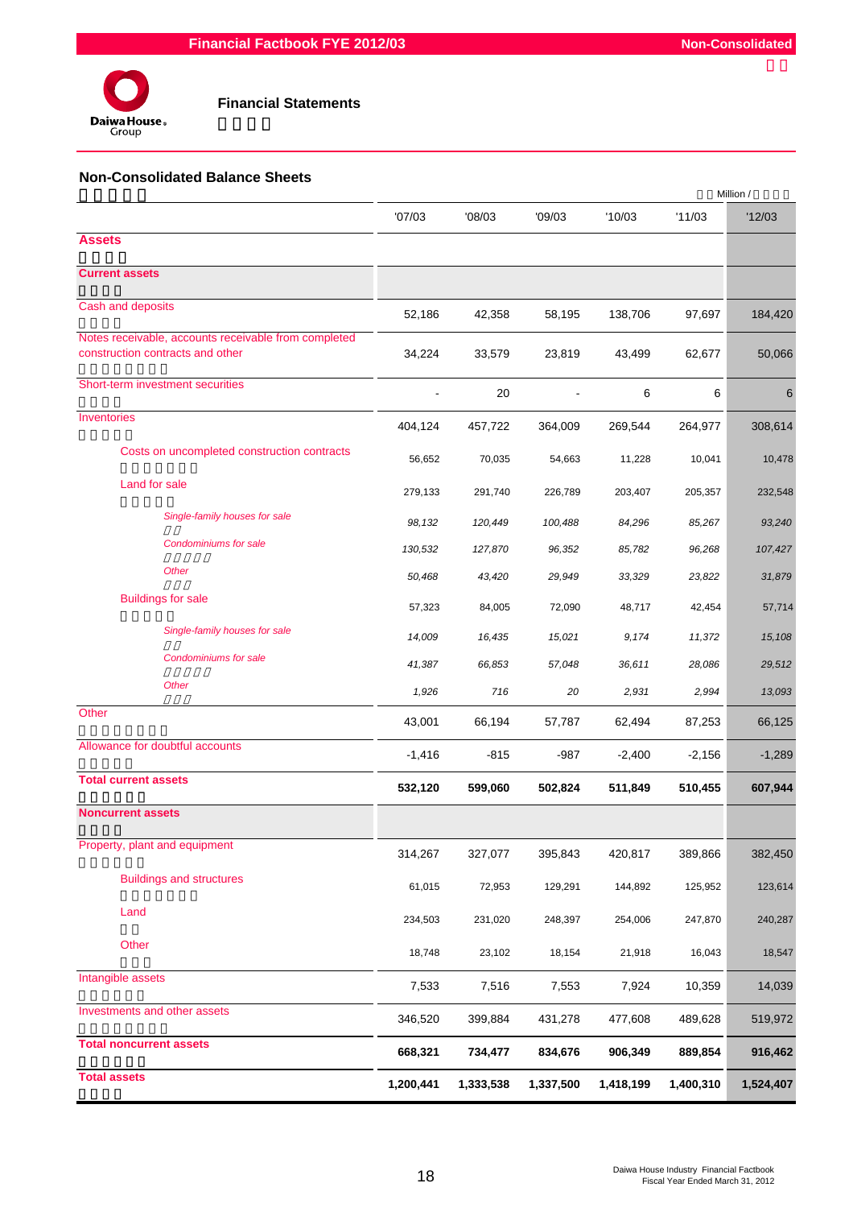## Financial Statements

### Non-Consolidated Balance Sheets

Million /

| | '07/03 | '08/03 | '09/03 | '10/03 | '11/03 | '12/03 |
|---|---|---|---|---|---|---|
| **Assets** | | | | | | |
| **Current assets** | | | | | | |
| Cash and deposits | 52,186 | 42,358 | 58,195 | 138,706 | 97,697 | 184,420 |
| Notes receivable, accounts receivable from completed construction contracts and other | 34,224 | 33,579 | 23,819 | 43,499 | 62,677 | 50,066 |
| Short-term investment securities | - | 20 | - | 6 | 6 | 6 |
| Inventories | 404,124 | 457,722 | 364,009 | 269,544 | 264,977 | 308,614 |
| Costs on uncompleted construction contracts | 56,652 | 70,035 | 54,663 | 11,228 | 10,041 | 10,478 |
| Land for sale | 279,133 | 291,740 | 226,789 | 203,407 | 205,357 | 232,548 |
| *Single-family houses for sale* | *98,132* | *120,449* | *100,488* | *84,296* | *85,267* | *93,240* |
| *Condominiums for sale* | *130,532* | *127,870* | *96,352* | *85,782* | *96,268* | *107,427* |
| *Other* | *50,468* | *43,420* | *29,949* | *33,329* | *23,822* | *31,879* |
| Buildings for sale | 57,323 | 84,005 | 72,090 | 48,717 | 42,454 | 57,714 |
| *Single-family houses for sale* | *14,009* | *16,435* | *15,021* | *9,174* | *11,372* | *15,108* |
| *Condominiums for sale* | *41,387* | *66,853* | *57,048* | *36,611* | *28,086* | *29,512* |
| *Other* | *1,926* | *716* | *20* | *2,931* | *2,994* | *13,093* |
| Other | 43,001 | 66,194 | 57,787 | 62,494 | 87,253 | 66,125 |
| Allowance for doubtful accounts | -1,416 | -815 | -987 | -2,400 | -2,156 | -1,289 |
| **Total current assets** | **532,120** | **599,060** | **502,824** | **511,849** | **510,455** | **607,944** |
| **Noncurrent assets** | | | | | | |
| Property, plant and equipment | 314,267 | 327,077 | 395,843 | 420,817 | 389,866 | 382,450 |
| Buildings and structures | 61,015 | 72,953 | 129,291 | 144,892 | 125,952 | 123,614 |
| Land | 234,503 | 231,020 | 248,397 | 254,006 | 247,870 | 240,287 |
| Other | 18,748 | 23,102 | 18,154 | 21,918 | 16,043 | 18,547 |
| Intangible assets | 7,533 | 7,516 | 7,553 | 7,924 | 10,359 | 14,039 |
| Investments and other assets | 346,520 | 399,884 | 431,278 | 477,608 | 489,628 | 519,972 |
| **Total noncurrent assets** | **668,321** | **734,477** | **834,676** | **906,349** | **889,854** | **916,462** |
| **Total assets** | **1,200,441** | **1,333,538** | **1,337,500** | **1,418,199** | **1,400,310** | **1,524,407** |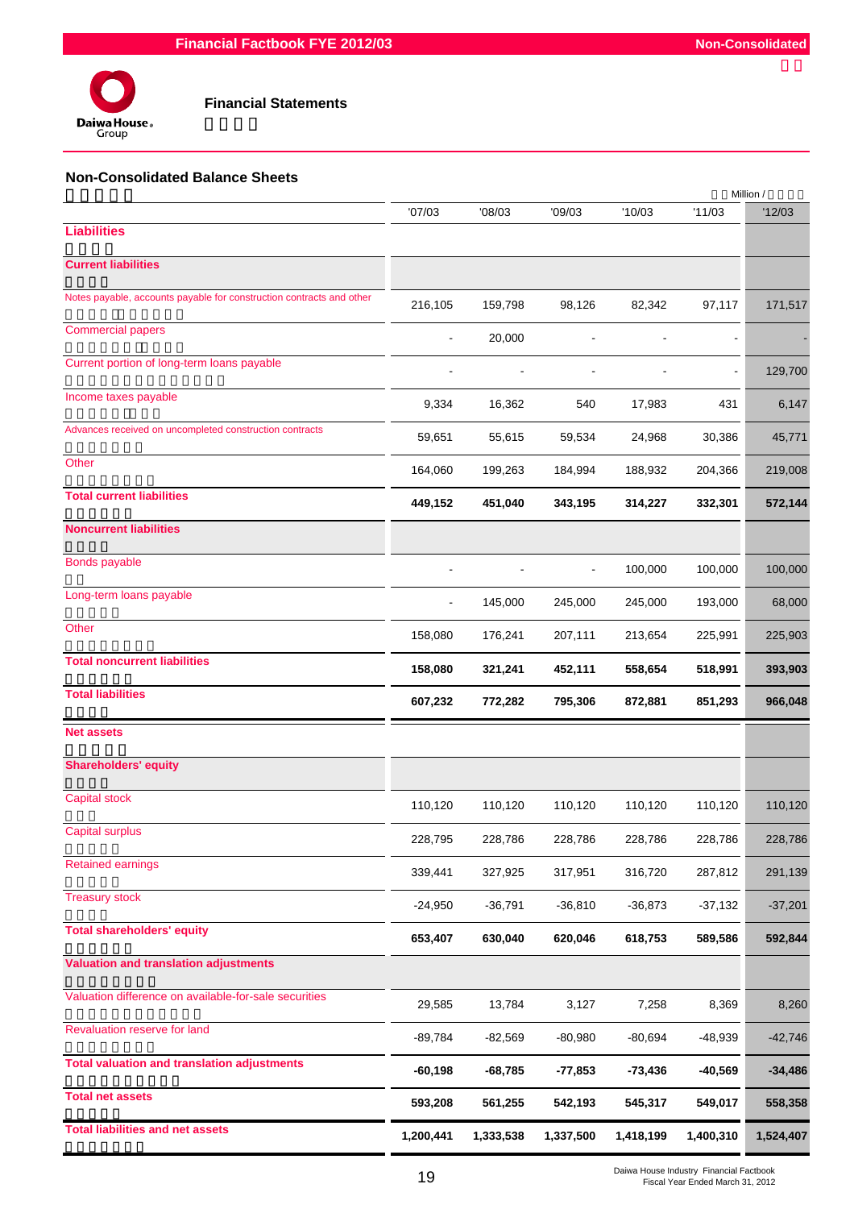## Financial Statements

### Non-Consolidated Balance Sheets

Million /

| | '07/03 | '08/03 | '09/03 | '10/03 | '11/03 | '12/03 |
|---|---|---|---|---|---|---|
| **Liabilities** | | | | | | |
| **Current liabilities** | | | | | | |
| Notes payable, accounts payable for construction contracts and other | 216,105 | 159,798 | 98,126 | 82,342 | 97,117 | 171,517 |
| Commercial papers | - | 20,000 | - | - | - | - |
| Current portion of long-term loans payable | - | - | - | - | - | 129,700 |
| Income taxes payable | 9,334 | 16,362 | 540 | 17,983 | 431 | 6,147 |
| Advances received on uncompleted construction contracts | 59,651 | 55,615 | 59,534 | 24,968 | 30,386 | 45,771 |
| Other | 164,060 | 199,263 | 184,994 | 188,932 | 204,366 | 219,008 |
| **Total current liabilities** | **449,152** | **451,040** | **343,195** | **314,227** | **332,301** | **572,144** |
| **Noncurrent liabilities** | | | | | | |
| Bonds payable | - | - | - | 100,000 | 100,000 | 100,000 |
| Long-term loans payable | - | 145,000 | 245,000 | 245,000 | 193,000 | 68,000 |
| Other | 158,080 | 176,241 | 207,111 | 213,654 | 225,991 | 225,903 |
| **Total noncurrent liabilities** | **158,080** | **321,241** | **452,111** | **558,654** | **518,991** | **393,903** |
| **Total liabilities** | **607,232** | **772,282** | **795,306** | **872,881** | **851,293** | **966,048** |
| **Net assets** | | | | | | |
| **Shareholders' equity** | | | | | | |
| Capital stock | 110,120 | 110,120 | 110,120 | 110,120 | 110,120 | 110,120 |
| Capital surplus | 228,795 | 228,786 | 228,786 | 228,786 | 228,786 | 228,786 |
| Retained earnings | 339,441 | 327,925 | 317,951 | 316,720 | 287,812 | 291,139 |
| Treasury stock | -24,950 | -36,791 | -36,810 | -36,873 | -37,132 | -37,201 |
| **Total shareholders' equity** | **653,407** | **630,040** | **620,046** | **618,753** | **589,586** | **592,844** |
| **Valuation and translation adjustments** | | | | | | |
| Valuation difference on available-for-sale securities | 29,585 | 13,784 | 3,127 | 7,258 | 8,369 | 8,260 |
| Revaluation reserve for land | -89,784 | -82,569 | -80,980 | -80,694 | -48,939 | -42,746 |
| **Total valuation and translation adjustments** | **-60,198** | **-68,785** | **-77,853** | **-73,436** | **-40,569** | **-34,486** |
| **Total net assets** | **593,208** | **561,255** | **542,193** | **545,317** | **549,017** | **558,358** |
| **Total liabilities and net assets** | **1,200,441** | **1,333,538** | **1,337,500** | **1,418,199** | **1,400,310** | **1,524,407** |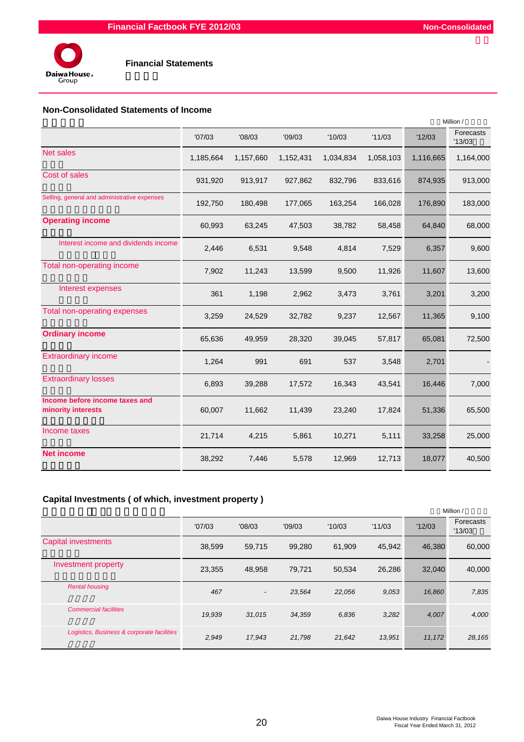## Financial Statements

### Non-Consolidated Statements of Income

Million /

| | '07/03 | '08/03 | '09/03 | '10/03 | '11/03 | '12/03 | Forecasts '13/03 |
|---|---|---|---|---|---|---|---|
| Net sales | 1,185,664 | 1,157,660 | 1,152,431 | 1,034,834 | 1,058,103 | 1,116,665 | 1,164,000 |
| Cost of sales | 931,920 | 913,917 | 927,862 | 832,796 | 833,616 | 874,935 | 913,000 |
| Selling, general and administrative expenses | 192,750 | 180,498 | 177,065 | 163,254 | 166,028 | 176,890 | 183,000 |
| **Operating income** | 60,993 | 63,245 | 47,503 | 38,782 | 58,458 | 64,840 | 68,000 |
| Interest income and dividends income | 2,446 | 6,531 | 9,548 | 4,814 | 7,529 | 6,357 | 9,600 |
| Total non-operating income | 7,902 | 11,243 | 13,599 | 9,500 | 11,926 | 11,607 | 13,600 |
| Interest expenses | 361 | 1,198 | 2,962 | 3,473 | 3,761 | 3,201 | 3,200 |
| Total non-operating expenses | 3,259 | 24,529 | 32,782 | 9,237 | 12,567 | 11,365 | 9,100 |
| **Ordinary income** | 65,636 | 49,959 | 28,320 | 39,045 | 57,817 | 65,081 | 72,500 |
| Extraordinary income | 1,264 | 991 | 691 | 537 | 3,548 | 2,701 | - |
| Extraordinary losses | 6,893 | 39,288 | 17,572 | 16,343 | 43,541 | 16,446 | 7,000 |
| **Income before income taxes and minority interests** | 60,007 | 11,662 | 11,439 | 23,240 | 17,824 | 51,336 | 65,500 |
| Income taxes | 21,714 | 4,215 | 5,861 | 10,271 | 5,111 | 33,258 | 25,000 |
| **Net income** | 38,292 | 7,446 | 5,578 | 12,969 | 12,713 | 18,077 | 40,500 |

### Capital Investments ( of which, investment property )

Million /

| | '07/03 | '08/03 | '09/03 | '10/03 | '11/03 | '12/03 | Forecasts '13/03 |
|---|---|---|---|---|---|---|---|
| Capital investments | 38,599 | 59,715 | 99,280 | 61,909 | 45,942 | 46,380 | 60,000 |
| Investment property | 23,355 | 48,958 | 79,721 | 50,534 | 26,286 | 32,040 | 40,000 |
| *Rental housing* | *467* | *-* | *23,564* | *22,056* | *9,053* | *16,860* | *7,835* |
| *Commercial facilities* | *19,939* | *31,015* | *34,359* | *6,836* | *3,282* | *4,007* | *4,000* |
| *Logistics, Business & corporate facilities* | *2,949* | *17,943* | *21,798* | *21,642* | *13,951* | *11,172* | *28,165* |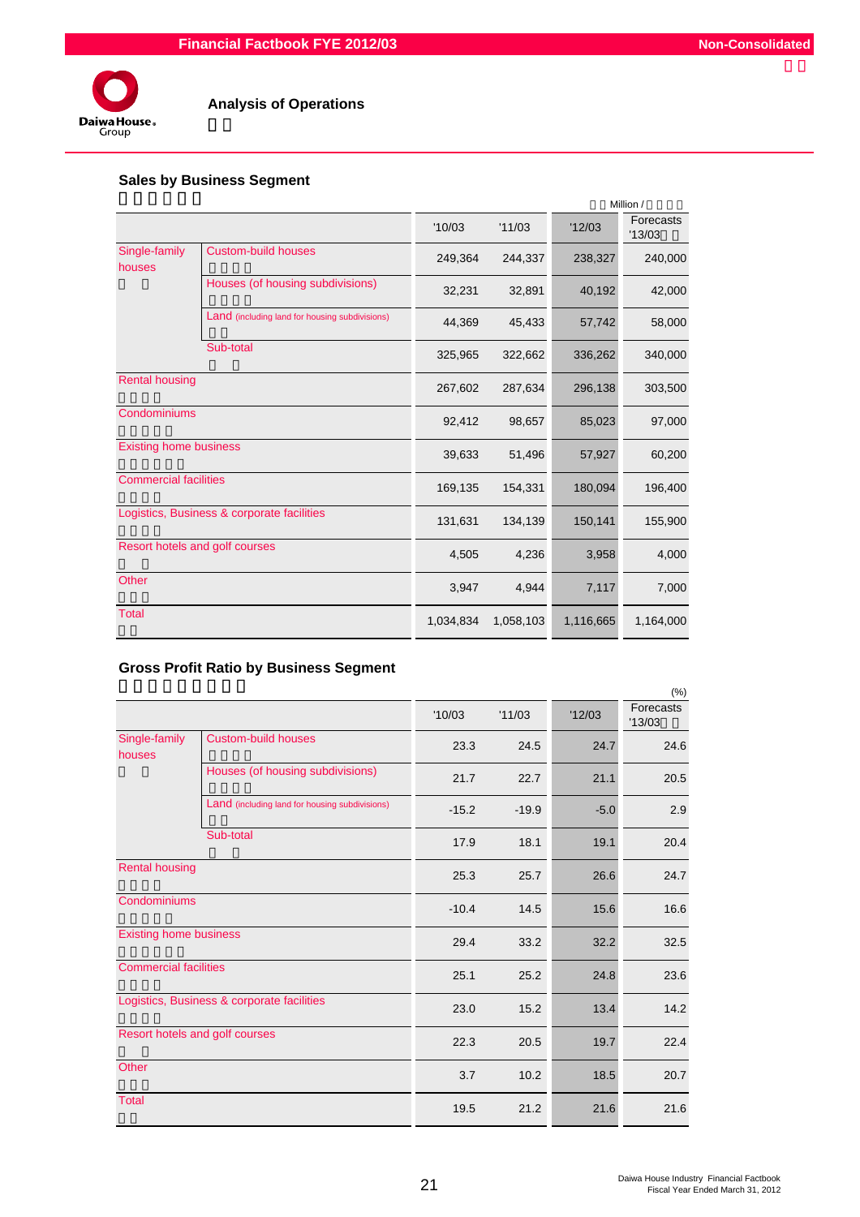# Analysis of Operations

## Sales by Business Segment

Million /

| | | '10/03 | '11/03 | '12/03 | Forecasts '13/03 |
|---|---|---|---|---|---|
| Single-family houses | Custom-build houses | 249,364 | 244,337 | 238,327 | 240,000 |
| | Houses (of housing subdivisions) | 32,231 | 32,891 | 40,192 | 42,000 |
| | Land (including land for housing subdivisions) | 44,369 | 45,433 | 57,742 | 58,000 |
| | Sub-total | 325,965 | 322,662 | 336,262 | 340,000 |
| Rental housing | | 267,602 | 287,634 | 296,138 | 303,500 |
| Condominiums | | 92,412 | 98,657 | 85,023 | 97,000 |
| Existing home business | | 39,633 | 51,496 | 57,927 | 60,200 |
| Commercial facilities | | 169,135 | 154,331 | 180,094 | 196,400 |
| Logistics, Business & corporate facilities | | 131,631 | 134,139 | 150,141 | 155,900 |
| Resort hotels and golf courses | | 4,505 | 4,236 | 3,958 | 4,000 |
| Other | | 3,947 | 4,944 | 7,117 | 7,000 |
| Total | | 1,034,834 | 1,058,103 | 1,116,665 | 1,164,000 |

## Gross Profit Ratio by Business Segment

(%)

| | | '10/03 | '11/03 | '12/03 | Forecasts '13/03 |
|---|---|---|---|---|---|
| Single-family houses | Custom-build houses | 23.3 | 24.5 | 24.7 | 24.6 |
| | Houses (of housing subdivisions) | 21.7 | 22.7 | 21.1 | 20.5 |
| | Land (including land for housing subdivisions) | -15.2 | -19.9 | -5.0 | 2.9 |
| | Sub-total | 17.9 | 18.1 | 19.1 | 20.4 |
| Rental housing | | 25.3 | 25.7 | 26.6 | 24.7 |
| Condominiums | | -10.4 | 14.5 | 15.6 | 16.6 |
| Existing home business | | 29.4 | 33.2 | 32.2 | 32.5 |
| Commercial facilities | | 25.1 | 25.2 | 24.8 | 23.6 |
| Logistics, Business & corporate facilities | | 23.0 | 15.2 | 13.4 | 14.2 |
| Resort hotels and golf courses | | 22.3 | 20.5 | 19.7 | 22.4 |
| Other | | 3.7 | 10.2 | 18.5 | 20.7 |
| Total | | 19.5 | 21.2 | 21.6 | 21.6 |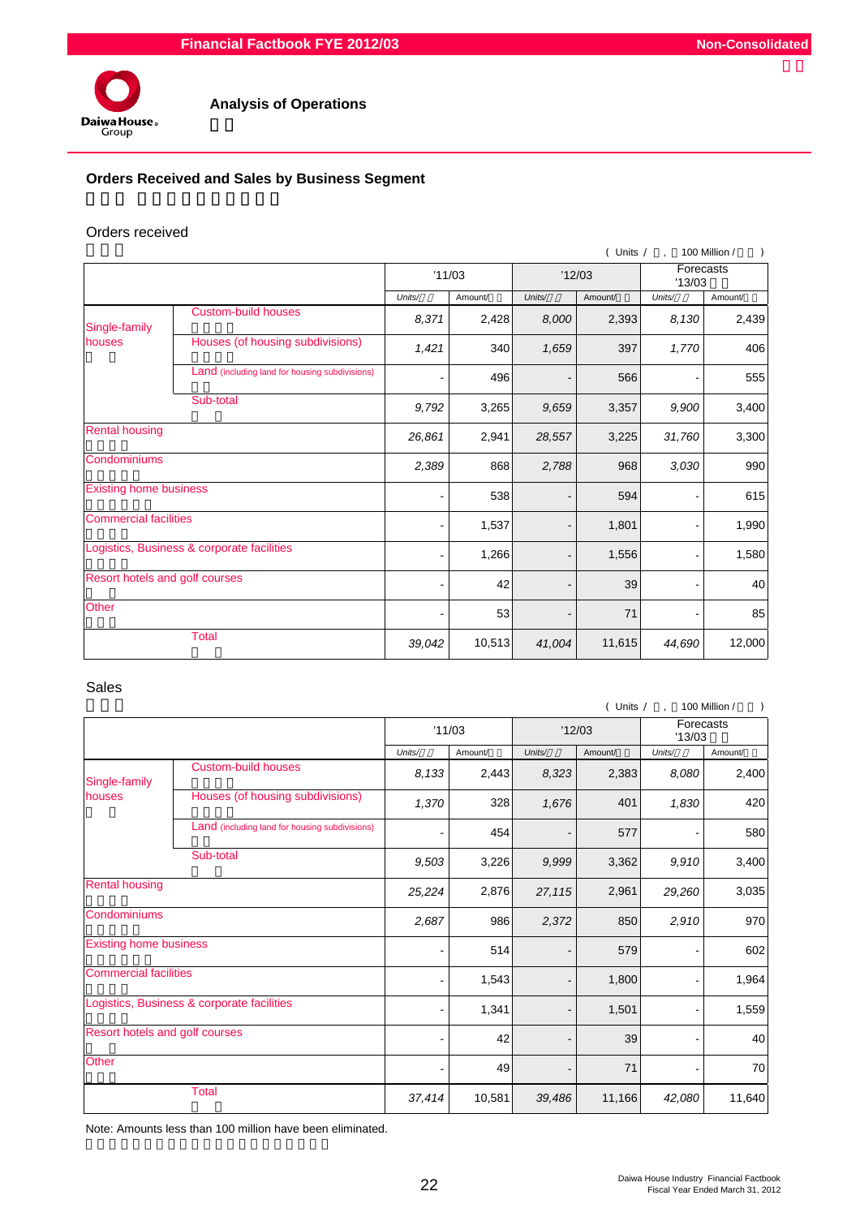## Analysis of Operations

### Orders Received and Sales by Business Segment

#### Orders received

( Units / , 100 Million / )

| | | '11/03 | | '12/03 | | Forecasts '13/03 | |
|---|---|---|---|---|---|---|---|
| | | Units/ | Amount/ | Units/ | Amount/ | Units/ | Amount/ |
| Single-family houses | Custom-build houses | 8,371 | 2,428 | 8,000 | 2,393 | 8,130 | 2,439 |
| | Houses (of housing subdivisions) | 1,421 | 340 | 1,659 | 397 | 1,770 | 406 |
| | Land (including land for housing subdivisions) | - | 496 | - | 566 | - | 555 |
| | Sub-total | 9,792 | 3,265 | 9,659 | 3,357 | 9,900 | 3,400 |
| Rental housing | | 26,861 | 2,941 | 28,557 | 3,225 | 31,760 | 3,300 |
| Condominiums | | 2,389 | 868 | 2,788 | 968 | 3,030 | 990 |
| Existing home business | | - | 538 | - | 594 | - | 615 |
| Commercial facilities | | - | 1,537 | - | 1,801 | - | 1,990 |
| Logistics, Business & corporate facilities | | - | 1,266 | - | 1,556 | - | 1,580 |
| Resort hotels and golf courses | | - | 42 | - | 39 | - | 40 |
| Other | | - | 53 | - | 71 | - | 85 |
| | Total | 39,042 | 10,513 | 41,004 | 11,615 | 44,690 | 12,000 |

#### Sales

( Units / , 100 Million / )

| | | '11/03 | | '12/03 | | Forecasts '13/03 | |
|---|---|---|---|---|---|---|---|
| | | Units/ | Amount/ | Units/ | Amount/ | Units/ | Amount/ |
| Single-family houses | Custom-build houses | 8,133 | 2,443 | 8,323 | 2,383 | 8,080 | 2,400 |
| | Houses (of housing subdivisions) | 1,370 | 328 | 1,676 | 401 | 1,830 | 420 |
| | Land (including land for housing subdivisions) | - | 454 | - | 577 | - | 580 |
| | Sub-total | 9,503 | 3,226 | 9,999 | 3,362 | 9,910 | 3,400 |
| Rental housing | | 25,224 | 2,876 | 27,115 | 2,961 | 29,260 | 3,035 |
| Condominiums | | 2,687 | 986 | 2,372 | 850 | 2,910 | 970 |
| Existing home business | | - | 514 | - | 579 | - | 602 |
| Commercial facilities | | - | 1,543 | - | 1,800 | - | 1,964 |
| Logistics, Business & corporate facilities | | - | 1,341 | - | 1,501 | - | 1,559 |
| Resort hotels and golf courses | | - | 42 | - | 39 | - | 40 |
| Other | | - | 49 | - | 71 | - | 70 |
| | Total | 37,414 | 10,581 | 39,486 | 11,166 | 42,080 | 11,640 |

Note: Amounts less than 100 million have been eliminated.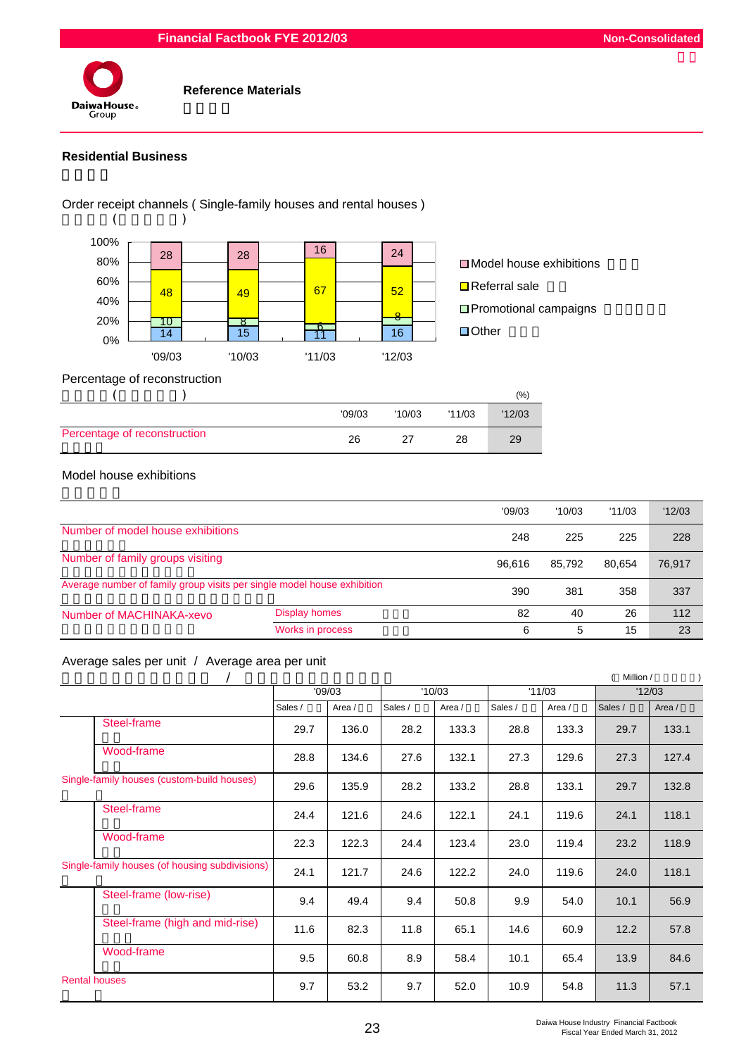# Reference Materials

## Residential Business

### Order receipt channels ( Single-family houses and rental houses )

| | '09/03 | '10/03 | '11/03 | '12/03 |
|---|---|---|---|---|
| Model house exhibitions | 28 | 28 | 16 | 24 |
| Referral sale | 48 | 49 | 67 | 52 |
| Promotional campaigns | 10 | 8 | 6 | 8 |
| Other | 14 | 15 | 11 | 16 |

### Percentage of reconstruction

(%)

| | '09/03 | '10/03 | '11/03 | '12/03 |
|---|---|---|---|---|
| Percentage of reconstruction | 26 | 27 | 28 | 29 |

### Model house exhibitions

| | | '09/03 | '10/03 | '11/03 | '12/03 |
|---|---|---|---|---|---|
| Number of model house exhibitions | | 248 | 225 | 225 | 228 |
| Number of family groups visiting | | 96,616 | 85,792 | 80,654 | 76,917 |
| Average number of family group visits per single model house exhibition | | 390 | 381 | 358 | 337 |
| Number of MACHINAKA-xevo | Display homes | 82 | 40 | 26 | 112 |
| | Works in process | 6 | 5 | 15 | 23 |

### Average sales per unit / Average area per unit

( Million / )

| | '09/03 | | '10/03 | | '11/03 | | '12/03 | |
|---|---|---|---|---|---|---|---|---|
| | Sales / | Area / | Sales / | Area / | Sales / | Area / | Sales / | Area / |
| Steel-frame | 29.7 | 136.0 | 28.2 | 133.3 | 28.8 | 133.3 | 29.7 | 133.1 |
| Wood-frame | 28.8 | 134.6 | 27.6 | 132.1 | 27.3 | 129.6 | 27.3 | 127.4 |
| Single-family houses (custom-build houses) | 29.6 | 135.9 | 28.2 | 133.2 | 28.8 | 133.1 | 29.7 | 132.8 |
| Steel-frame | 24.4 | 121.6 | 24.6 | 122.1 | 24.1 | 119.6 | 24.1 | 118.1 |
| Wood-frame | 22.3 | 122.3 | 24.4 | 123.4 | 23.0 | 119.4 | 23.2 | 118.9 |
| Single-family houses (of housing subdivisions) | 24.1 | 121.7 | 24.6 | 122.2 | 24.0 | 119.6 | 24.0 | 118.1 |
| Steel-frame (low-rise) | 9.4 | 49.4 | 9.4 | 50.8 | 9.9 | 54.0 | 10.1 | 56.9 |
| Steel-frame (high and mid-rise) | 11.6 | 82.3 | 11.8 | 65.1 | 14.6 | 60.9 | 12.2 | 57.8 |
| Wood-frame | 9.5 | 60.8 | 8.9 | 58.4 | 10.1 | 65.4 | 13.9 | 84.6 |
| Rental houses | 9.7 | 53.2 | 9.7 | 52.0 | 10.9 | 54.8 | 11.3 | 57.1 |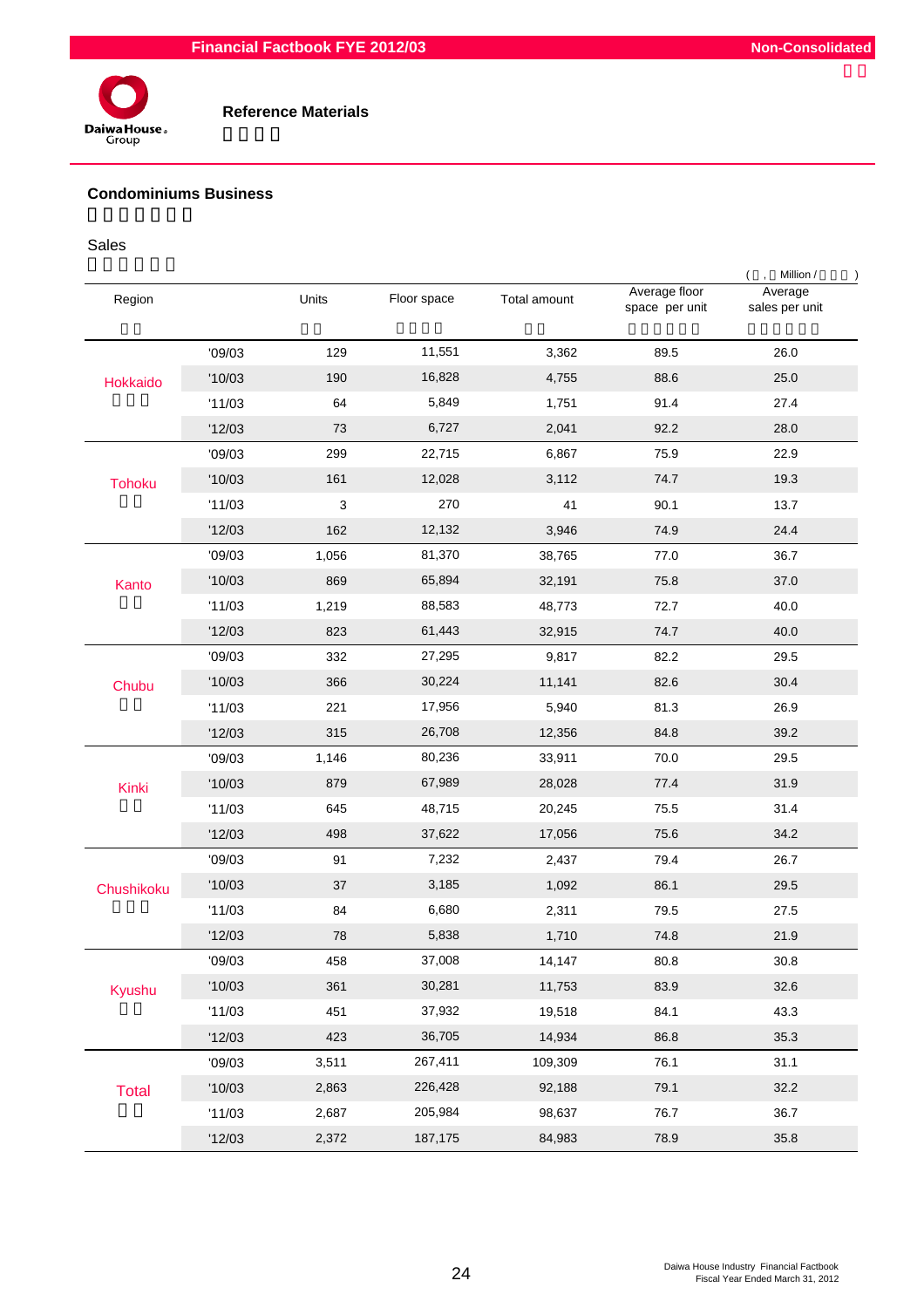Financial Factbook FYE 2012/03 — Non-Consolidated

## Reference Materials

### Condominiums Business

#### Sales

( , Million / )

| Region | | Units | Floor space | Total amount | Average floor space per unit | Average sales per unit |
|---|---|---|---|---|---|---|
| Hokkaido | '09/03 | 129 | 11,551 | 3,362 | 89.5 | 26.0 |
| | '10/03 | 190 | 16,828 | 4,755 | 88.6 | 25.0 |
| | '11/03 | 64 | 5,849 | 1,751 | 91.4 | 27.4 |
| | '12/03 | 73 | 6,727 | 2,041 | 92.2 | 28.0 |
| Tohoku | '09/03 | 299 | 22,715 | 6,867 | 75.9 | 22.9 |
| | '10/03 | 161 | 12,028 | 3,112 | 74.7 | 19.3 |
| | '11/03 | 3 | 270 | 41 | 90.1 | 13.7 |
| | '12/03 | 162 | 12,132 | 3,946 | 74.9 | 24.4 |
| Kanto | '09/03 | 1,056 | 81,370 | 38,765 | 77.0 | 36.7 |
| | '10/03 | 869 | 65,894 | 32,191 | 75.8 | 37.0 |
| | '11/03 | 1,219 | 88,583 | 48,773 | 72.7 | 40.0 |
| | '12/03 | 823 | 61,443 | 32,915 | 74.7 | 40.0 |
| Chubu | '09/03 | 332 | 27,295 | 9,817 | 82.2 | 29.5 |
| | '10/03 | 366 | 30,224 | 11,141 | 82.6 | 30.4 |
| | '11/03 | 221 | 17,956 | 5,940 | 81.3 | 26.9 |
| | '12/03 | 315 | 26,708 | 12,356 | 84.8 | 39.2 |
| Kinki | '09/03 | 1,146 | 80,236 | 33,911 | 70.0 | 29.5 |
| | '10/03 | 879 | 67,989 | 28,028 | 77.4 | 31.9 |
| | '11/03 | 645 | 48,715 | 20,245 | 75.5 | 31.4 |
| | '12/03 | 498 | 37,622 | 17,056 | 75.6 | 34.2 |
| Chushikoku | '09/03 | 91 | 7,232 | 2,437 | 79.4 | 26.7 |
| | '10/03 | 37 | 3,185 | 1,092 | 86.1 | 29.5 |
| | '11/03 | 84 | 6,680 | 2,311 | 79.5 | 27.5 |
| | '12/03 | 78 | 5,838 | 1,710 | 74.8 | 21.9 |
| Kyushu | '09/03 | 458 | 37,008 | 14,147 | 80.8 | 30.8 |
| | '10/03 | 361 | 30,281 | 11,753 | 83.9 | 32.6 |
| | '11/03 | 451 | 37,932 | 19,518 | 84.1 | 43.3 |
| | '12/03 | 423 | 36,705 | 14,934 | 86.8 | 35.3 |
| Total | '09/03 | 3,511 | 267,411 | 109,309 | 76.1 | 31.1 |
| | '10/03 | 2,863 | 226,428 | 92,188 | 79.1 | 32.2 |
| | '11/03 | 2,687 | 205,984 | 98,637 | 76.7 | 36.7 |
| | '12/03 | 2,372 | 187,175 | 84,983 | 78.9 | 35.8 |